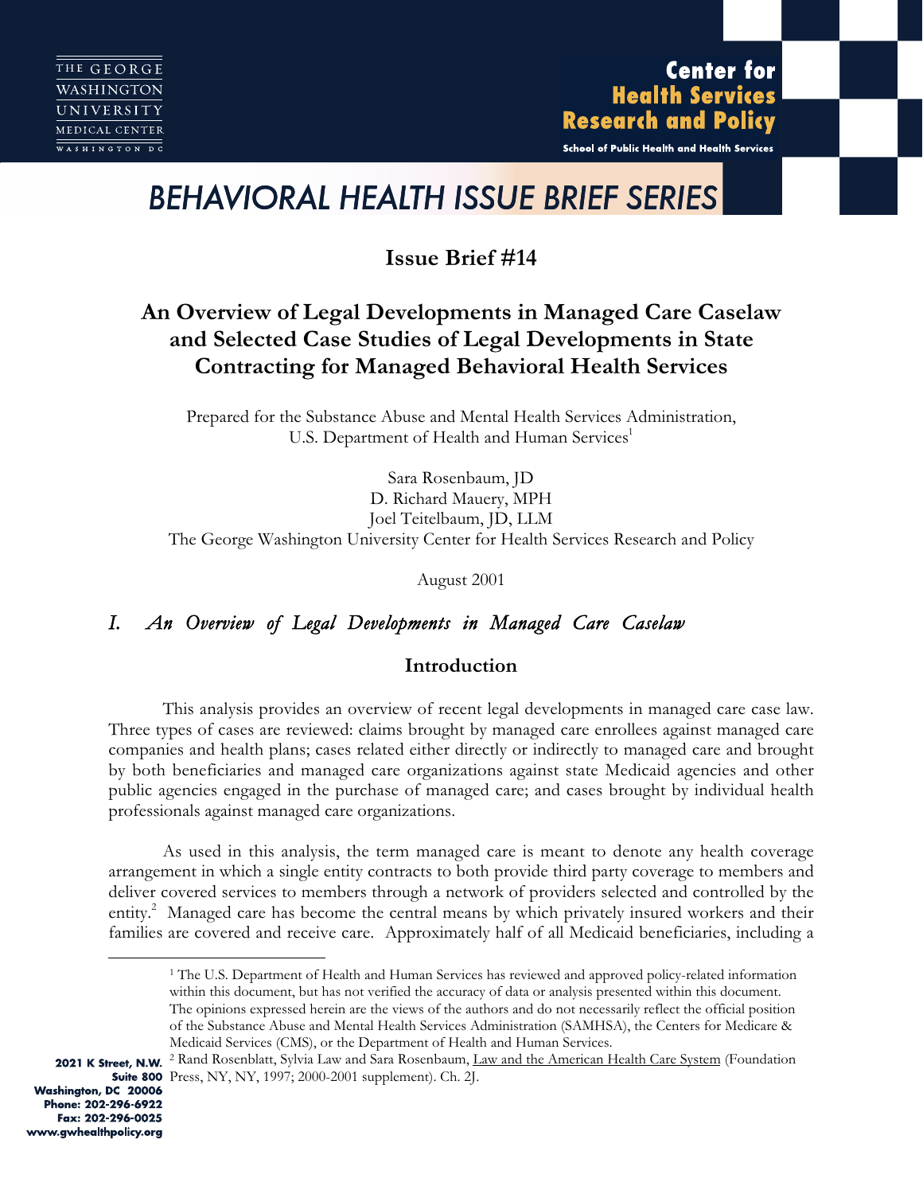THE GEORGE WASHINGTON UNIVERSITY MEDICAL CENTER
WASHINGTON DC

**Center for Health Services Research and Policy**
School of Public Health and Health Services

# BEHAVIORAL HEALTH ISSUE BRIEF SERIES

## Issue Brief #14

## An Overview of Legal Developments in Managed Care Caselaw and Selected Case Studies of Legal Developments in State Contracting for Managed Behavioral Health Services

Prepared for the Substance Abuse and Mental Health Services Administration, U.S. Department of Health and Human Services[1]

Sara Rosenbaum, JD
D. Richard Mauery, MPH
Joel Teitelbaum, JD, LLM
The George Washington University Center for Health Services Research and Policy

August 2001

## *I. An Overview of Legal Developments in Managed Care Caselaw*

### Introduction

This analysis provides an overview of recent legal developments in managed care case law. Three types of cases are reviewed: claims brought by managed care enrollees against managed care companies and health plans; cases related either directly or indirectly to managed care and brought by both beneficiaries and managed care organizations against state Medicaid agencies and other public agencies engaged in the purchase of managed care; and cases brought by individual health professionals against managed care organizations.

As used in this analysis, the term managed care is meant to denote any health coverage arrangement in which a single entity contracts to both provide third party coverage to members and deliver covered services to members through a network of providers selected and controlled by the entity.[2] Managed care has become the central means by which privately insured workers and their families are covered and receive care. Approximately half of all Medicaid beneficiaries, including a

---

[1] The U.S. Department of Health and Human Services has reviewed and approved policy-related information within this document, but has not verified the accuracy of data or analysis presented within this document. The opinions expressed herein are the views of the authors and do not necessarily reflect the official position of the Substance Abuse and Mental Health Services Administration (SAMHSA), the Centers for Medicare & Medicaid Services (CMS), or the Department of Health and Human Services.

[2] Rand Rosenblatt, Sylvia Law and Sara Rosenbaum, Law and the American Health Care System (Foundation Press, NY, NY, 1997; 2000-2001 supplement). Ch. 2J.

2021 K Street, N.W.
Suite 800
Washington, DC 20006
Phone: 202-296-6922
Fax: 202-296-0025
www.gwhealthpolicy.org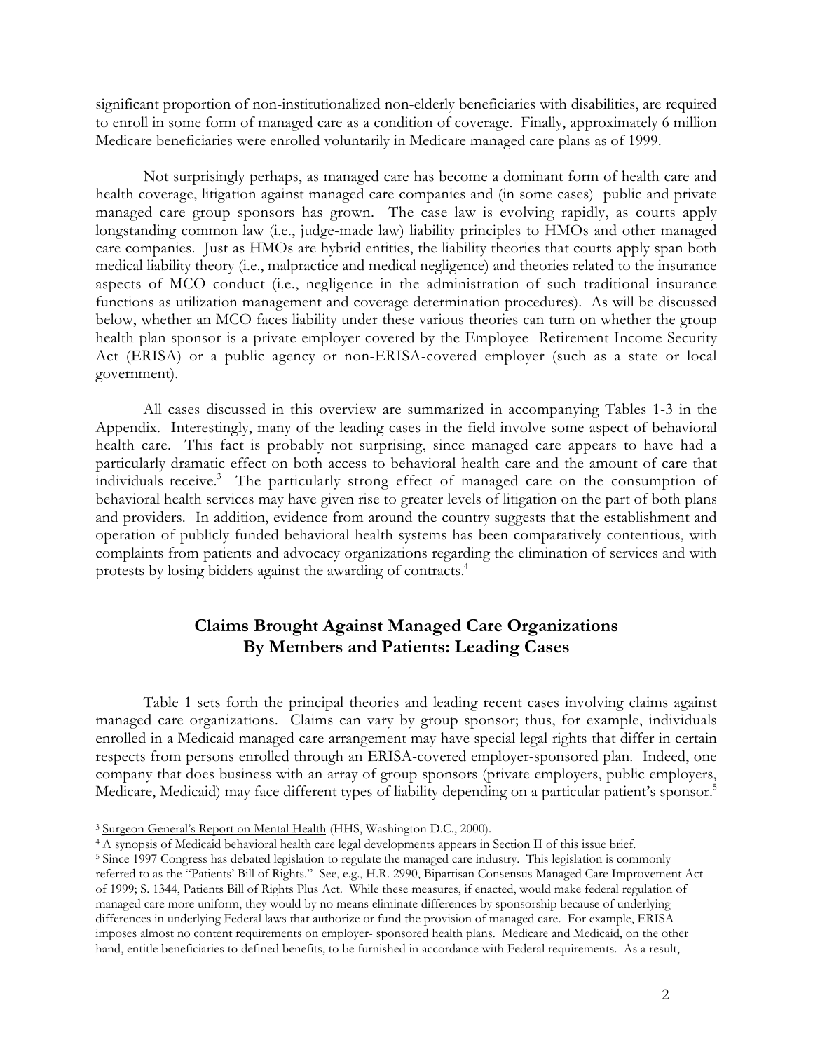significant proportion of non-institutionalized non-elderly beneficiaries with disabilities, are required to enroll in some form of managed care as a condition of coverage. Finally, approximately 6 million Medicare beneficiaries were enrolled voluntarily in Medicare managed care plans as of 1999.

Not surprisingly perhaps, as managed care has become a dominant form of health care and health coverage, litigation against managed care companies and (in some cases) public and private managed care group sponsors has grown. The case law is evolving rapidly, as courts apply longstanding common law (i.e., judge-made law) liability principles to HMOs and other managed care companies. Just as HMOs are hybrid entities, the liability theories that courts apply span both medical liability theory (i.e., malpractice and medical negligence) and theories related to the insurance aspects of MCO conduct (i.e., negligence in the administration of such traditional insurance functions as utilization management and coverage determination procedures). As will be discussed below, whether an MCO faces liability under these various theories can turn on whether the group health plan sponsor is a private employer covered by the Employee Retirement Income Security Act (ERISA) or a public agency or non-ERISA-covered employer (such as a state or local government).

All cases discussed in this overview are summarized in accompanying Tables 1-3 in the Appendix. Interestingly, many of the leading cases in the field involve some aspect of behavioral health care. This fact is probably not surprising, since managed care appears to have had a particularly dramatic effect on both access to behavioral health care and the amount of care that individuals receive.[3] The particularly strong effect of managed care on the consumption of behavioral health services may have given rise to greater levels of litigation on the part of both plans and providers. In addition, evidence from around the country suggests that the establishment and operation of publicly funded behavioral health systems has been comparatively contentious, with complaints from patients and advocacy organizations regarding the elimination of services and with protests by losing bidders against the awarding of contracts.[4]

## Claims Brought Against Managed Care Organizations By Members and Patients: Leading Cases

Table 1 sets forth the principal theories and leading recent cases involving claims against managed care organizations. Claims can vary by group sponsor; thus, for example, individuals enrolled in a Medicaid managed care arrangement may have special legal rights that differ in certain respects from persons enrolled through an ERISA-covered employer-sponsored plan. Indeed, one company that does business with an array of group sponsors (private employers, public employers, Medicare, Medicaid) may face different types of liability depending on a particular patient's sponsor.[5]

---

[3] Surgeon General's Report on Mental Health (HHS, Washington D.C., 2000).

[4] A synopsis of Medicaid behavioral health care legal developments appears in Section II of this issue brief.

[5] Since 1997 Congress has debated legislation to regulate the managed care industry. This legislation is commonly referred to as the "Patients' Bill of Rights." See, e.g., H.R. 2990, Bipartisan Consensus Managed Care Improvement Act of 1999; S. 1344, Patients Bill of Rights Plus Act. While these measures, if enacted, would make federal regulation of managed care more uniform, they would by no means eliminate differences by sponsorship because of underlying differences in underlying Federal laws that authorize or fund the provision of managed care. For example, ERISA imposes almost no content requirements on employer- sponsored health plans. Medicare and Medicaid, on the other hand, entitle beneficiaries to defined benefits, to be furnished in accordance with Federal requirements. As a result,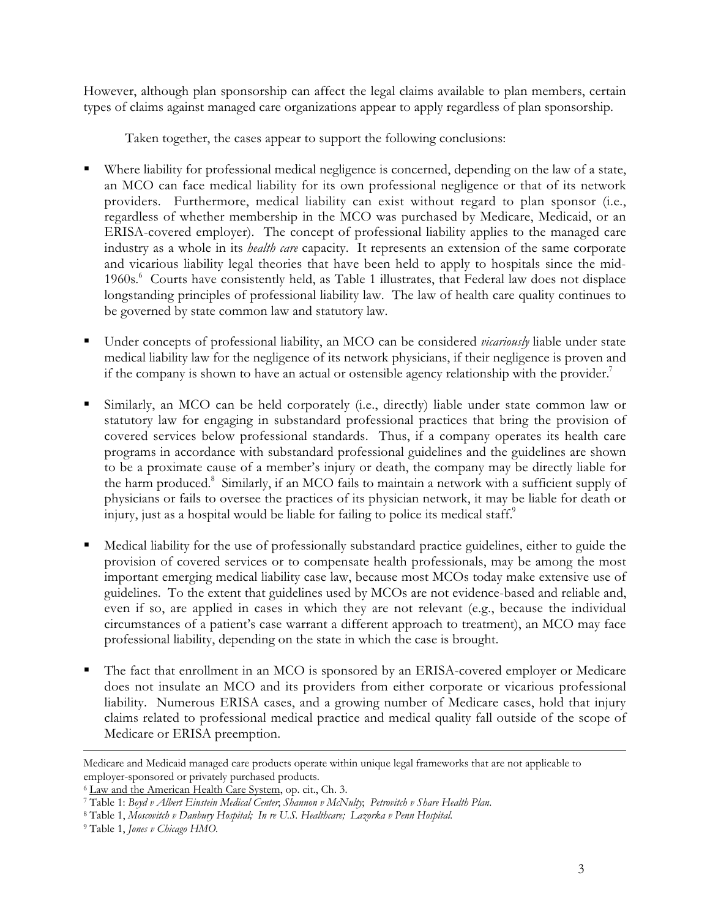However, although plan sponsorship can affect the legal claims available to plan members, certain types of claims against managed care organizations appear to apply regardless of plan sponsorship.

Taken together, the cases appear to support the following conclusions:

- Where liability for professional medical negligence is concerned, depending on the law of a state, an MCO can face medical liability for its own professional negligence or that of its network providers. Furthermore, medical liability can exist without regard to plan sponsor (i.e., regardless of whether membership in the MCO was purchased by Medicare, Medicaid, or an ERISA-covered employer). The concept of professional liability applies to the managed care industry as a whole in its *health care* capacity. It represents an extension of the same corporate and vicarious liability legal theories that have been held to apply to hospitals since the mid-1960s.[6] Courts have consistently held, as Table 1 illustrates, that Federal law does not displace longstanding principles of professional liability law. The law of health care quality continues to be governed by state common law and statutory law.

- Under concepts of professional liability, an MCO can be considered *vicariously* liable under state medical liability law for the negligence of its network physicians, if their negligence is proven and if the company is shown to have an actual or ostensible agency relationship with the provider.[7]

- Similarly, an MCO can be held corporately (i.e., directly) liable under state common law or statutory law for engaging in substandard professional practices that bring the provision of covered services below professional standards. Thus, if a company operates its health care programs in accordance with substandard professional guidelines and the guidelines are shown to be a proximate cause of a member's injury or death, the company may be directly liable for the harm produced.[8] Similarly, if an MCO fails to maintain a network with a sufficient supply of physicians or fails to oversee the practices of its physician network, it may be liable for death or injury, just as a hospital would be liable for failing to police its medical staff.[9]

- Medical liability for the use of professionally substandard practice guidelines, either to guide the provision of covered services or to compensate health professionals, may be among the most important emerging medical liability case law, because most MCOs today make extensive use of guidelines. To the extent that guidelines used by MCOs are not evidence-based and reliable and, even if so, are applied in cases in which they are not relevant (e.g., because the individual circumstances of a patient's case warrant a different approach to treatment), an MCO may face professional liability, depending on the state in which the case is brought.

- The fact that enrollment in an MCO is sponsored by an ERISA-covered employer or Medicare does not insulate an MCO and its providers from either corporate or vicarious professional liability. Numerous ERISA cases, and a growing number of Medicare cases, hold that injury claims related to professional medical practice and medical quality fall outside of the scope of Medicare or ERISA preemption.

---

Medicare and Medicaid managed care products operate within unique legal frameworks that are not applicable to employer-sponsored or privately purchased products.

[6] Law and the American Health Care System, op. cit., Ch. 3.

[7] Table 1: *Boyd v Albert Einstein Medical Center*, *Shannon v McNulty*, *Petrovitch v Share Health Plan*.

[8] Table 1, *Moscovitch v Danbury Hospital; In re U.S. Healthcare; Lazorka v Penn Hospital*.

[9] Table 1, *Jones v Chicago HMO*.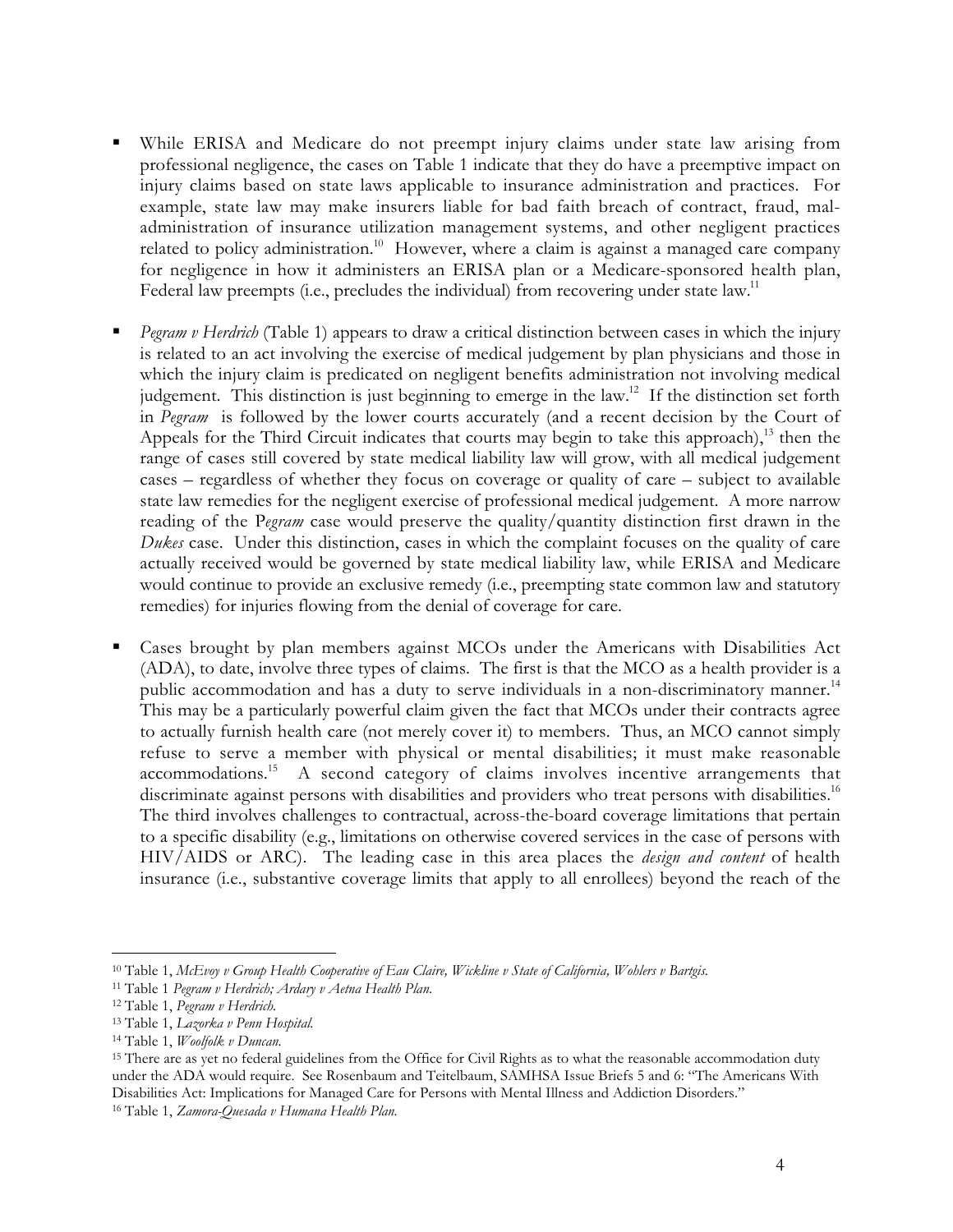- While ERISA and Medicare do not preempt injury claims under state law arising from professional negligence, the cases on Table 1 indicate that they do have a preemptive impact on injury claims based on state laws applicable to insurance administration and practices. For example, state law may make insurers liable for bad faith breach of contract, fraud, mal-administration of insurance utilization management systems, and other negligent practices related to policy administration.[10] However, where a claim is against a managed care company for negligence in how it administers an ERISA plan or a Medicare-sponsored health plan, Federal law preempts (i.e., precludes the individual) from recovering under state law.[11]

- *Pegram v Herdrich* (Table 1) appears to draw a critical distinction between cases in which the injury is related to an act involving the exercise of medical judgement by plan physicians and those in which the injury claim is predicated on negligent benefits administration not involving medical judgement. This distinction is just beginning to emerge in the law.[12] If the distinction set forth in *Pegram* is followed by the lower courts accurately (and a recent decision by the Court of Appeals for the Third Circuit indicates that courts may begin to take this approach),[13] then the range of cases still covered by state medical liability law will grow, with all medical judgement cases – regardless of whether they focus on coverage or quality of care – subject to available state law remedies for the negligent exercise of professional medical judgement. A more narrow reading of the P*egram* case would preserve the quality/quantity distinction first drawn in the *Dukes* case. Under this distinction, cases in which the complaint focuses on the quality of care actually received would be governed by state medical liability law, while ERISA and Medicare would continue to provide an exclusive remedy (i.e., preempting state common law and statutory remedies) for injuries flowing from the denial of coverage for care.

- Cases brought by plan members against MCOs under the Americans with Disabilities Act (ADA), to date, involve three types of claims. The first is that the MCO as a health provider is a public accommodation and has a duty to serve individuals in a non-discriminatory manner.[14] This may be a particularly powerful claim given the fact that MCOs under their contracts agree to actually furnish health care (not merely cover it) to members. Thus, an MCO cannot simply refuse to serve a member with physical or mental disabilities; it must make reasonable accommodations.[15] A second category of claims involves incentive arrangements that discriminate against persons with disabilities and providers who treat persons with disabilities.[16] The third involves challenges to contractual, across-the-board coverage limitations that pertain to a specific disability (e.g., limitations on otherwise covered services in the case of persons with HIV/AIDS or ARC). The leading case in this area places the *design and content* of health insurance (i.e., substantive coverage limits that apply to all enrollees) beyond the reach of the

---

[10] Table 1, *McEvoy v Group Health Cooperative of Eau Claire, Wickline v State of California, Wohlers v Bartgis.*

[11] Table 1 *Pegram v Herdrich; Ardary v Aetna Health Plan.*

[12] Table 1, *Pegram v Herdrich.*

[13] Table 1, *Lazorka v Penn Hospital.*

[14] Table 1, *Woolfolk v Duncan.*

[15] There are as yet no federal guidelines from the Office for Civil Rights as to what the reasonable accommodation duty under the ADA would require. See Rosenbaum and Teitelbaum, SAMHSA Issue Briefs 5 and 6: "The Americans With Disabilities Act: Implications for Managed Care for Persons with Mental Illness and Addiction Disorders."

[16] Table 1, *Zamora-Quesada v Humana Health Plan.*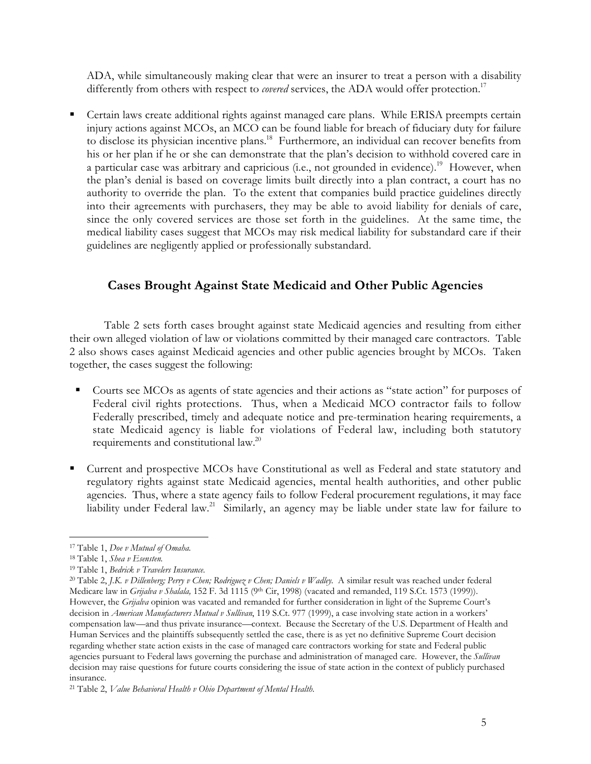ADA, while simultaneously making clear that were an insurer to treat a person with a disability differently from others with respect to *covered* services, the ADA would offer protection.[17]

- Certain laws create additional rights against managed care plans. While ERISA preempts certain injury actions against MCOs, an MCO can be found liable for breach of fiduciary duty for failure to disclose its physician incentive plans.[18] Furthermore, an individual can recover benefits from his or her plan if he or she can demonstrate that the plan's decision to withhold covered care in a particular case was arbitrary and capricious (i.e., not grounded in evidence).[19] However, when the plan's denial is based on coverage limits built directly into a plan contract, a court has no authority to override the plan. To the extent that companies build practice guidelines directly into their agreements with purchasers, they may be able to avoid liability for denials of care, since the only covered services are those set forth in the guidelines. At the same time, the medical liability cases suggest that MCOs may risk medical liability for substandard care if their guidelines are negligently applied or professionally substandard.

## Cases Brought Against State Medicaid and Other Public Agencies

Table 2 sets forth cases brought against state Medicaid agencies and resulting from either their own alleged violation of law or violations committed by their managed care contractors. Table 2 also shows cases against Medicaid agencies and other public agencies brought by MCOs. Taken together, the cases suggest the following:

- Courts see MCOs as agents of state agencies and their actions as "state action" for purposes of Federal civil rights protections. Thus, when a Medicaid MCO contractor fails to follow Federally prescribed, timely and adequate notice and pre-termination hearing requirements, a state Medicaid agency is liable for violations of Federal law, including both statutory requirements and constitutional law.[20]

- Current and prospective MCOs have Constitutional as well as Federal and state statutory and regulatory rights against state Medicaid agencies, mental health authorities, and other public agencies. Thus, where a state agency fails to follow Federal procurement regulations, it may face liability under Federal law.[21] Similarly, an agency may be liable under state law for failure to

---

[17] Table 1, *Doe v Mutual of Omaha.*

[18] Table 1, *Shea v Esensten.*

[19] Table 1, *Bedrick v Travelers Insurance.*

[20] Table 2, *J.K. v Dillenberg; Perry v Chen; Rodriguez v Chen; Daniels v Wadley.* A similar result was reached under federal Medicare law in *Grijalva v Shalala,* 152 F. 3d 1115 (9th Cir, 1998) (vacated and remanded, 119 S.Ct. 1573 (1999)). However, the *Grijalva* opinion was vacated and remanded for further consideration in light of the Supreme Court's decision in *American Manufacturers Mutual v Sullivan*, 119 S.Ct. 977 (1999), a case involving state action in a workers' compensation law—and thus private insurance—context. Because the Secretary of the U.S. Department of Health and Human Services and the plaintiffs subsequently settled the case, there is as yet no definitive Supreme Court decision regarding whether state action exists in the case of managed care contractors working for state and Federal public agencies pursuant to Federal laws governing the purchase and administration of managed care. However, the *Sullivan* decision may raise questions for future courts considering the issue of state action in the context of publicly purchased insurance.

[21] Table 2, *Value Behavioral Health v Ohio Department of Mental Health.*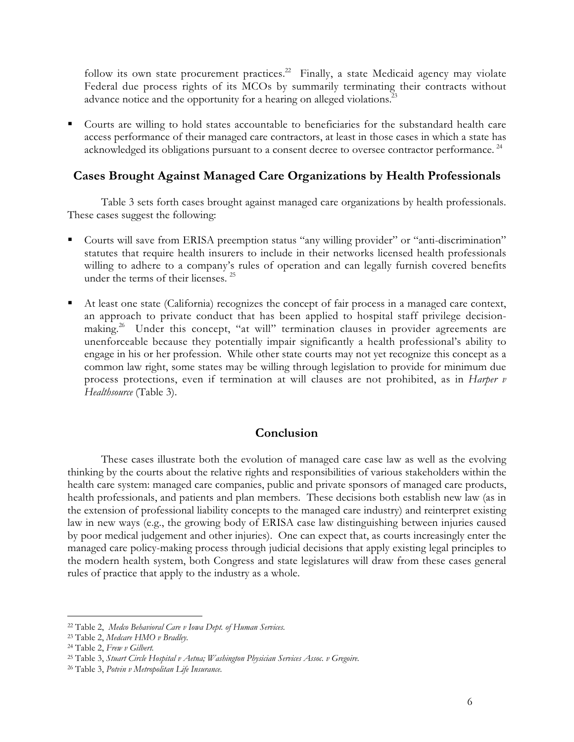follow its own state procurement practices.[22] Finally, a state Medicaid agency may violate Federal due process rights of its MCOs by summarily terminating their contracts without advance notice and the opportunity for a hearing on alleged violations.[23]

- Courts are willing to hold states accountable to beneficiaries for the substandard health care access performance of their managed care contractors, at least in those cases in which a state has acknowledged its obligations pursuant to a consent decree to oversee contractor performance.[24]

## Cases Brought Against Managed Care Organizations by Health Professionals

Table 3 sets forth cases brought against managed care organizations by health professionals. These cases suggest the following:

- Courts will save from ERISA preemption status "any willing provider" or "anti-discrimination" statutes that require health insurers to include in their networks licensed health professionals willing to adhere to a company's rules of operation and can legally furnish covered benefits under the terms of their licenses.[25]

- At least one state (California) recognizes the concept of fair process in a managed care context, an approach to private conduct that has been applied to hospital staff privilege decision-making.[26] Under this concept, "at will" termination clauses in provider agreements are unenforceable because they potentially impair significantly a health professional's ability to engage in his or her profession. While other state courts may not yet recognize this concept as a common law right, some states may be willing through legislation to provide for minimum due process protections, even if termination at will clauses are not prohibited, as in *Harper v Healthsource* (Table 3).

## Conclusion

These cases illustrate both the evolution of managed care case law as well as the evolving thinking by the courts about the relative rights and responsibilities of various stakeholders within the health care system: managed care companies, public and private sponsors of managed care products, health professionals, and patients and plan members. These decisions both establish new law (as in the extension of professional liability concepts to the managed care industry) and reinterpret existing law in new ways (e.g., the growing body of ERISA case law distinguishing between injuries caused by poor medical judgement and other injuries). One can expect that, as courts increasingly enter the managed care policy-making process through judicial decisions that apply existing legal principles to the modern health system, both Congress and state legislatures will draw from these cases general rules of practice that apply to the industry as a whole.

---

[22] Table 2, *Medco Behavioral Care v Iowa Dept. of Human Services.*

[23] Table 2, *Medcare HMO v Bradley.*

[24] Table 2, *Frew v Gilbert.*

[25] Table 3, *Stuart Circle Hospital v Aetna; Washington Physician Services Assoc. v Gregoire.*

[26] Table 3, *Potvin v Metropolitan Life Insurance.*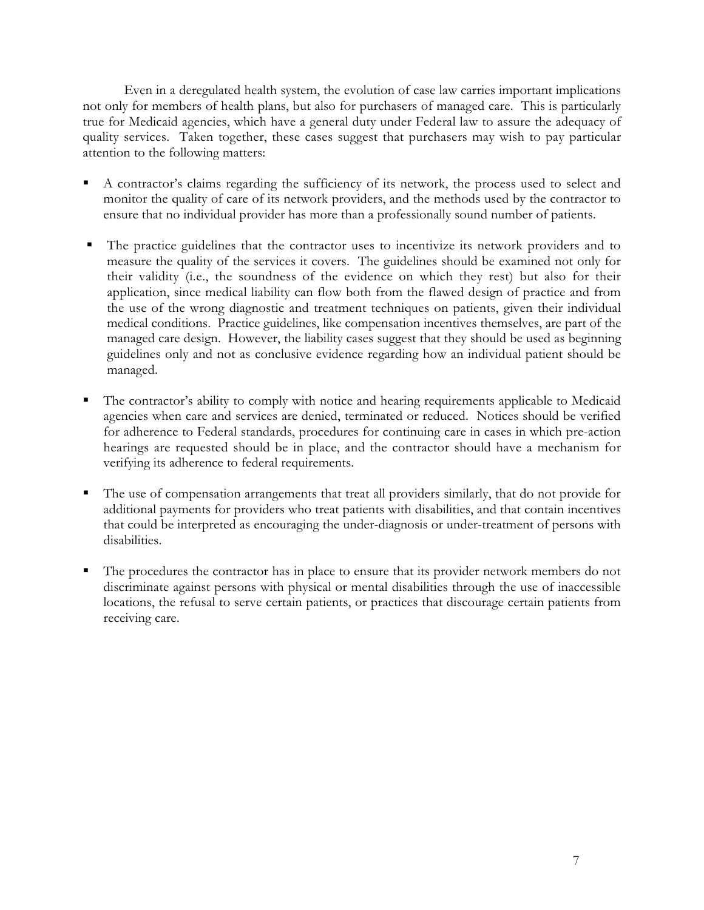Even in a deregulated health system, the evolution of case law carries important implications not only for members of health plans, but also for purchasers of managed care. This is particularly true for Medicaid agencies, which have a general duty under Federal law to assure the adequacy of quality services. Taken together, these cases suggest that purchasers may wish to pay particular attention to the following matters:

- A contractor's claims regarding the sufficiency of its network, the process used to select and monitor the quality of care of its network providers, and the methods used by the contractor to ensure that no individual provider has more than a professionally sound number of patients.

- The practice guidelines that the contractor uses to incentivize its network providers and to measure the quality of the services it covers. The guidelines should be examined not only for their validity (i.e., the soundness of the evidence on which they rest) but also for their application, since medical liability can flow both from the flawed design of practice and from the use of the wrong diagnostic and treatment techniques on patients, given their individual medical conditions. Practice guidelines, like compensation incentives themselves, are part of the managed care design. However, the liability cases suggest that they should be used as beginning guidelines only and not as conclusive evidence regarding how an individual patient should be managed.

- The contractor's ability to comply with notice and hearing requirements applicable to Medicaid agencies when care and services are denied, terminated or reduced. Notices should be verified for adherence to Federal standards, procedures for continuing care in cases in which pre-action hearings are requested should be in place, and the contractor should have a mechanism for verifying its adherence to federal requirements.

- The use of compensation arrangements that treat all providers similarly, that do not provide for additional payments for providers who treat patients with disabilities, and that contain incentives that could be interpreted as encouraging the under-diagnosis or under-treatment of persons with disabilities.

- The procedures the contractor has in place to ensure that its provider network members do not discriminate against persons with physical or mental disabilities through the use of inaccessible locations, the refusal to serve certain patients, or practices that discourage certain patients from receiving care.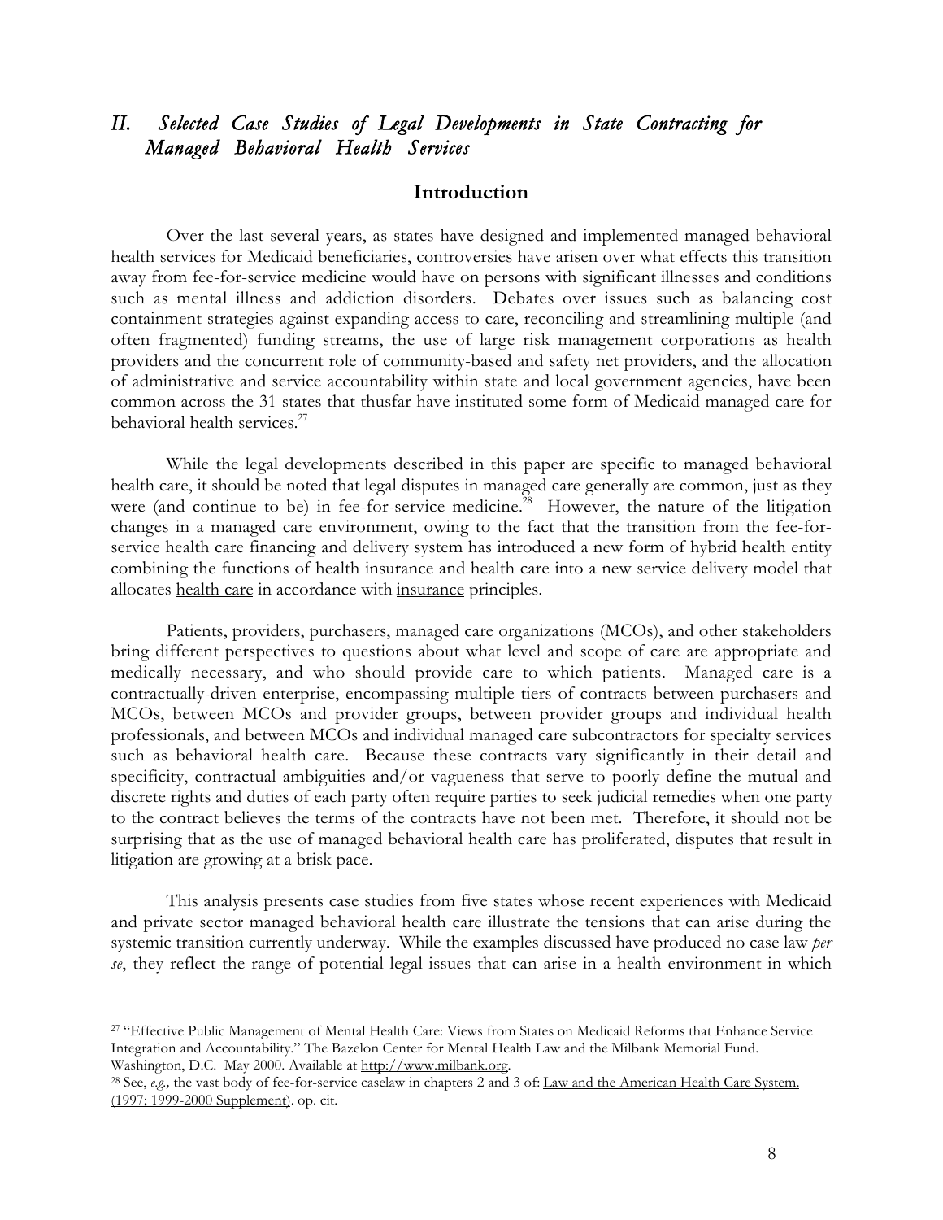## *II. Selected Case Studies of Legal Developments in State Contracting for Managed Behavioral Health Services*

### Introduction

Over the last several years, as states have designed and implemented managed behavioral health services for Medicaid beneficiaries, controversies have arisen over what effects this transition away from fee-for-service medicine would have on persons with significant illnesses and conditions such as mental illness and addiction disorders. Debates over issues such as balancing cost containment strategies against expanding access to care, reconciling and streamlining multiple (and often fragmented) funding streams, the use of large risk management corporations as health providers and the concurrent role of community-based and safety net providers, and the allocation of administrative and service accountability within state and local government agencies, have been common across the 31 states that thusfar have instituted some form of Medicaid managed care for behavioral health services.[27]

While the legal developments described in this paper are specific to managed behavioral health care, it should be noted that legal disputes in managed care generally are common, just as they were (and continue to be) in fee-for-service medicine.[28] However, the nature of the litigation changes in a managed care environment, owing to the fact that the transition from the fee-for-service health care financing and delivery system has introduced a new form of hybrid health entity combining the functions of health insurance and health care into a new service delivery model that allocates health care in accordance with insurance principles.

Patients, providers, purchasers, managed care organizations (MCOs), and other stakeholders bring different perspectives to questions about what level and scope of care are appropriate and medically necessary, and who should provide care to which patients. Managed care is a contractually-driven enterprise, encompassing multiple tiers of contracts between purchasers and MCOs, between MCOs and provider groups, between provider groups and individual health professionals, and between MCOs and individual managed care subcontractors for specialty services such as behavioral health care. Because these contracts vary significantly in their detail and specificity, contractual ambiguities and/or vagueness that serve to poorly define the mutual and discrete rights and duties of each party often require parties to seek judicial remedies when one party to the contract believes the terms of the contracts have not been met. Therefore, it should not be surprising that as the use of managed behavioral health care has proliferated, disputes that result in litigation are growing at a brisk pace.

This analysis presents case studies from five states whose recent experiences with Medicaid and private sector managed behavioral health care illustrate the tensions that can arise during the systemic transition currently underway. While the examples discussed have produced no case law *per se*, they reflect the range of potential legal issues that can arise in a health environment in which

---

[27] "Effective Public Management of Mental Health Care: Views from States on Medicaid Reforms that Enhance Service Integration and Accountability." The Bazelon Center for Mental Health Law and the Milbank Memorial Fund. Washington, D.C. May 2000. Available at http://www.milbank.org.

[28] See, *e.g.,* the vast body of fee-for-service caselaw in chapters 2 and 3 of: Law and the American Health Care System. (1997; 1999-2000 Supplement). op. cit.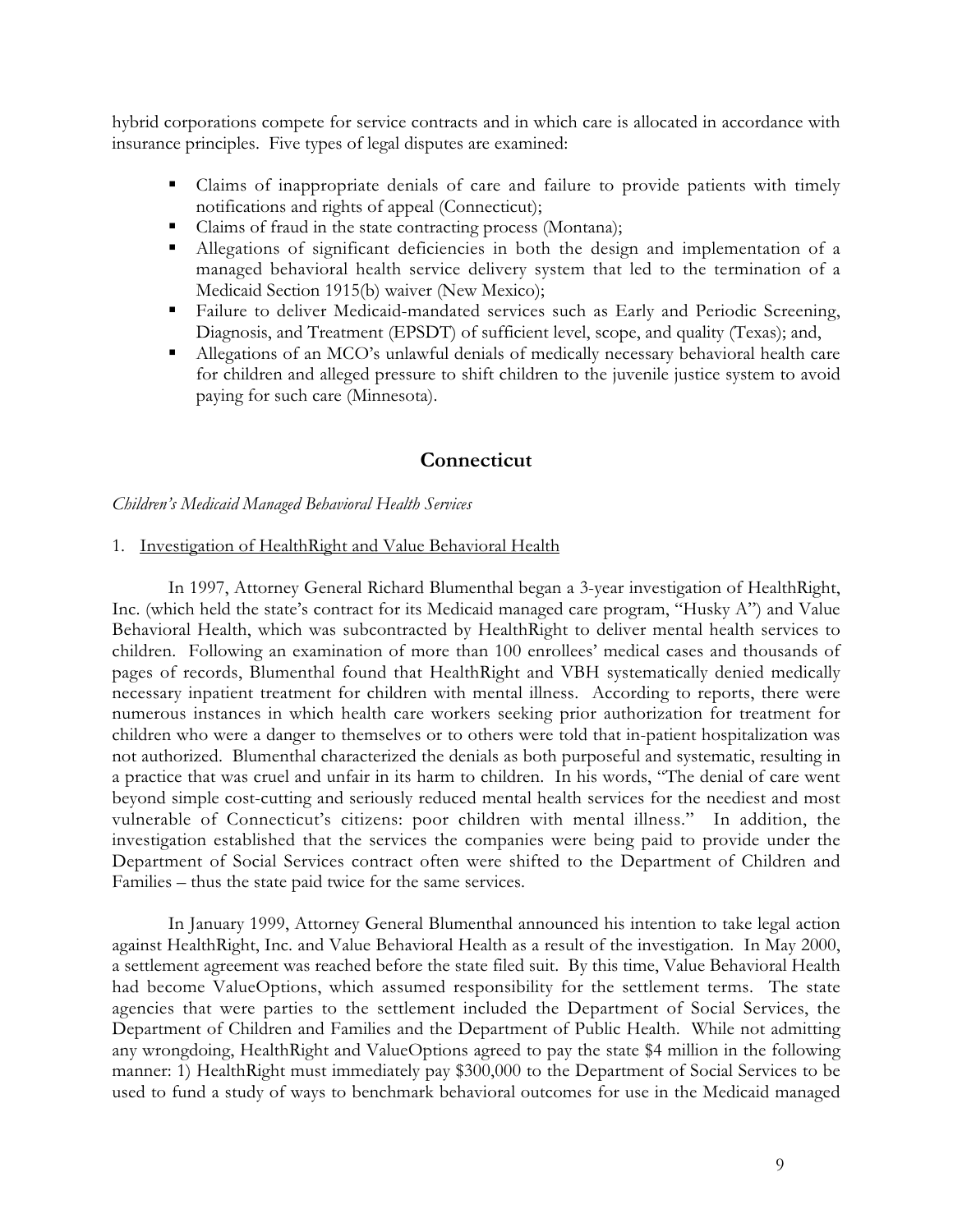hybrid corporations compete for service contracts and in which care is allocated in accordance with insurance principles. Five types of legal disputes are examined:

- Claims of inappropriate denials of care and failure to provide patients with timely notifications and rights of appeal (Connecticut);
- Claims of fraud in the state contracting process (Montana);
- Allegations of significant deficiencies in both the design and implementation of a managed behavioral health service delivery system that led to the termination of a Medicaid Section 1915(b) waiver (New Mexico);
- Failure to deliver Medicaid-mandated services such as Early and Periodic Screening, Diagnosis, and Treatment (EPSDT) of sufficient level, scope, and quality (Texas); and,
- Allegations of an MCO's unlawful denials of medically necessary behavioral health care for children and alleged pressure to shift children to the juvenile justice system to avoid paying for such care (Minnesota).

## Connecticut

*Children's Medicaid Managed Behavioral Health Services*

1. Investigation of HealthRight and Value Behavioral Health

In 1997, Attorney General Richard Blumenthal began a 3-year investigation of HealthRight, Inc. (which held the state's contract for its Medicaid managed care program, "Husky A") and Value Behavioral Health, which was subcontracted by HealthRight to deliver mental health services to children. Following an examination of more than 100 enrollees' medical cases and thousands of pages of records, Blumenthal found that HealthRight and VBH systematically denied medically necessary inpatient treatment for children with mental illness. According to reports, there were numerous instances in which health care workers seeking prior authorization for treatment for children who were a danger to themselves or to others were told that in-patient hospitalization was not authorized. Blumenthal characterized the denials as both purposeful and systematic, resulting in a practice that was cruel and unfair in its harm to children. In his words, "The denial of care went beyond simple cost-cutting and seriously reduced mental health services for the neediest and most vulnerable of Connecticut's citizens: poor children with mental illness." In addition, the investigation established that the services the companies were being paid to provide under the Department of Social Services contract often were shifted to the Department of Children and Families – thus the state paid twice for the same services.

In January 1999, Attorney General Blumenthal announced his intention to take legal action against HealthRight, Inc. and Value Behavioral Health as a result of the investigation. In May 2000, a settlement agreement was reached before the state filed suit. By this time, Value Behavioral Health had become ValueOptions, which assumed responsibility for the settlement terms. The state agencies that were parties to the settlement included the Department of Social Services, the Department of Children and Families and the Department of Public Health. While not admitting any wrongdoing, HealthRight and ValueOptions agreed to pay the state $4 million in the following manner: 1) HealthRight must immediately pay $300,000 to the Department of Social Services to be used to fund a study of ways to benchmark behavioral outcomes for use in the Medicaid managed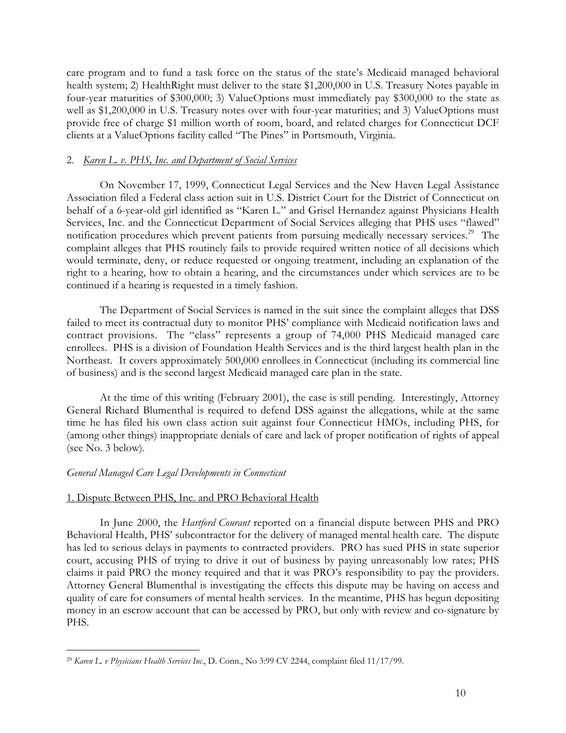care program and to fund a task force on the status of the state's Medicaid managed behavioral health system; 2) HealthRight must deliver to the state $1,200,000 in U.S. Treasury Notes payable in four-year maturities of $300,000; 3) ValueOptions must immediately pay $300,000 to the state as well as $1,200,000 in U.S. Treasury notes over with four-year maturities; and 3) ValueOptions must provide free of charge $1 million worth of room, board, and related charges for Connecticut DCF clients at a ValueOptions facility called "The Pines" in Portsmouth, Virginia.

2. *Karen L. v. PHS, Inc. and Department of Social Services*

On November 17, 1999, Connecticut Legal Services and the New Haven Legal Assistance Association filed a Federal class action suit in U.S. District Court for the District of Connecticut on behalf of a 6-year-old girl identified as "Karen L." and Grisel Hernandez against Physicians Health Services, Inc. and the Connecticut Department of Social Services alleging that PHS uses "flawed" notification procedures which prevent patients from pursuing medically necessary services.[29] The complaint alleges that PHS routinely fails to provide required written notice of all decisions which would terminate, deny, or reduce requested or ongoing treatment, including an explanation of the right to a hearing, how to obtain a hearing, and the circumstances under which services are to be continued if a hearing is requested in a timely fashion.

The Department of Social Services is named in the suit since the complaint alleges that DSS failed to meet its contractual duty to monitor PHS' compliance with Medicaid notification laws and contract provisions. The "class" represents a group of 74,000 PHS Medicaid managed care enrollees. PHS is a division of Foundation Health Services and is the third largest health plan in the Northeast. It covers approximately 500,000 enrollees in Connecticut (including its commercial line of business) and is the second largest Medicaid managed care plan in the state.

At the time of this writing (February 2001), the case is still pending. Interestingly, Attorney General Richard Blumenthal is required to defend DSS against the allegations, while at the same time he has filed his own class action suit against four Connecticut HMOs, including PHS, for (among other things) inappropriate denials of care and lack of proper notification of rights of appeal (see No. 3 below).

*General Managed Care Legal Developments in Connecticut*

1. Dispute Between PHS, Inc. and PRO Behavioral Health

In June 2000, the *Hartford Courant* reported on a financial dispute between PHS and PRO Behavioral Health, PHS' subcontractor for the delivery of managed mental health care. The dispute has led to serious delays in payments to contracted providers. PRO has sued PHS in state superior court, accusing PHS of trying to drive it out of business by paying unreasonably low rates; PHS claims it paid PRO the money required and that it was PRO's responsibility to pay the providers. Attorney General Blumenthal is investigating the effects this dispute may be having on access and quality of care for consumers of mental health services. In the meantime, PHS has begun depositing money in an escrow account that can be accessed by PRO, but only with review and co-signature by PHS.

---

[29] *Karen L. v Physicians Health Services Inc.*, D. Conn., No 3:99 CV 2244, complaint filed 11/17/99.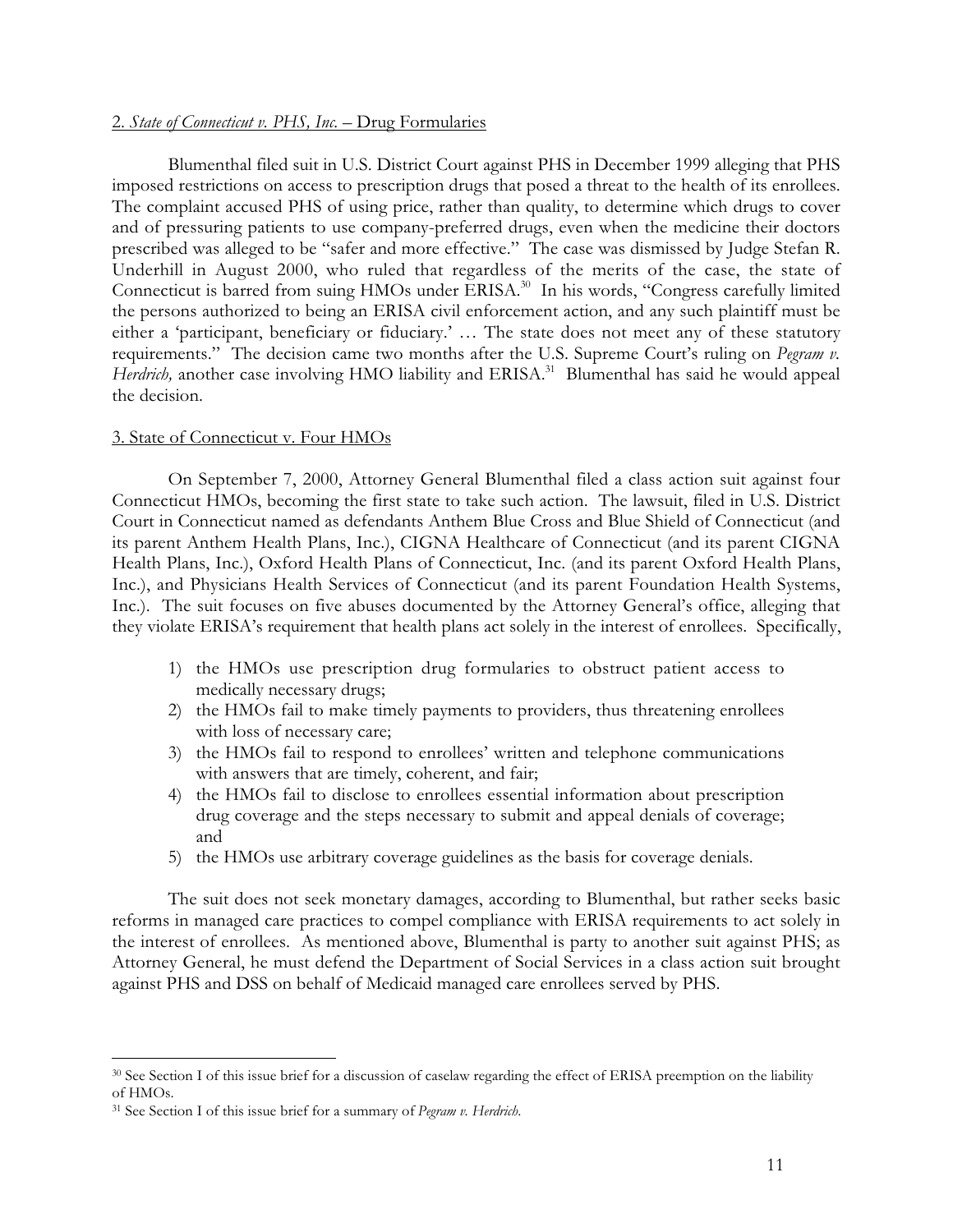2. *State of Connecticut v. PHS, Inc.* – Drug Formularies

Blumenthal filed suit in U.S. District Court against PHS in December 1999 alleging that PHS imposed restrictions on access to prescription drugs that posed a threat to the health of its enrollees. The complaint accused PHS of using price, rather than quality, to determine which drugs to cover and of pressuring patients to use company-preferred drugs, even when the medicine their doctors prescribed was alleged to be "safer and more effective." The case was dismissed by Judge Stefan R. Underhill in August 2000, who ruled that regardless of the merits of the case, the state of Connecticut is barred from suing HMOs under ERISA.[30] In his words, "Congress carefully limited the persons authorized to being an ERISA civil enforcement action, and any such plaintiff must be either a 'participant, beneficiary or fiduciary.' … The state does not meet any of these statutory requirements." The decision came two months after the U.S. Supreme Court's ruling on *Pegram v. Herdrich,* another case involving HMO liability and ERISA.[31] Blumenthal has said he would appeal the decision.

3. State of Connecticut v. Four HMOs

On September 7, 2000, Attorney General Blumenthal filed a class action suit against four Connecticut HMOs, becoming the first state to take such action. The lawsuit, filed in U.S. District Court in Connecticut named as defendants Anthem Blue Cross and Blue Shield of Connecticut (and its parent Anthem Health Plans, Inc.), CIGNA Healthcare of Connecticut (and its parent CIGNA Health Plans, Inc.), Oxford Health Plans of Connecticut, Inc. (and its parent Oxford Health Plans, Inc.), and Physicians Health Services of Connecticut (and its parent Foundation Health Systems, Inc.). The suit focuses on five abuses documented by the Attorney General's office, alleging that they violate ERISA's requirement that health plans act solely in the interest of enrollees. Specifically,

1) the HMOs use prescription drug formularies to obstruct patient access to medically necessary drugs;
2) the HMOs fail to make timely payments to providers, thus threatening enrollees with loss of necessary care;
3) the HMOs fail to respond to enrollees' written and telephone communications with answers that are timely, coherent, and fair;
4) the HMOs fail to disclose to enrollees essential information about prescription drug coverage and the steps necessary to submit and appeal denials of coverage; and
5) the HMOs use arbitrary coverage guidelines as the basis for coverage denials.

The suit does not seek monetary damages, according to Blumenthal, but rather seeks basic reforms in managed care practices to compel compliance with ERISA requirements to act solely in the interest of enrollees. As mentioned above, Blumenthal is party to another suit against PHS; as Attorney General, he must defend the Department of Social Services in a class action suit brought against PHS and DSS on behalf of Medicaid managed care enrollees served by PHS.

---

[30] See Section I of this issue brief for a discussion of caselaw regarding the effect of ERISA preemption on the liability of HMOs.

[31] See Section I of this issue brief for a summary of *Pegram v. Herdrich*.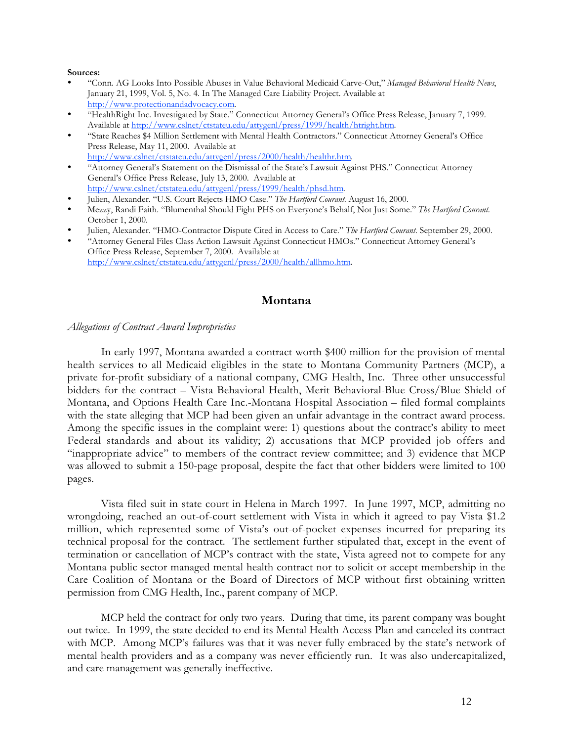**Sources:**

- "Conn. AG Looks Into Possible Abuses in Value Behavioral Medicaid Carve-Out," *Managed Behavioral Health News*, January 21, 1999, Vol. 5, No. 4. In The Managed Care Liability Project. Available at http://www.protectionandadvocacy.com.
- "HealthRight Inc. Investigated by State." Connecticut Attorney General's Office Press Release, January 7, 1999. Available at http://www.cslnet/ctstateu.edu/attygenl/press/1999/health/htright.htm.
- "State Reaches $4 Million Settlement with Mental Health Contractors." Connecticut Attorney General's Office Press Release, May 11, 2000. Available at http://www.cslnet/ctstateu.edu/attygenl/press/2000/health/healthr.htm.
- "Attorney General's Statement on the Dismissal of the State's Lawsuit Against PHS." Connecticut Attorney General's Office Press Release, July 13, 2000. Available at http://www.cslnet/ctstateu.edu/attygenl/press/1999/health/phsd.htm.
- Julien, Alexander. "U.S. Court Rejects HMO Case." *The Hartford Courant.* August 16, 2000.
- Mezzy, Randi Faith. "Blumenthal Should Fight PHS on Everyone's Behalf, Not Just Some." *The Hartford Courant.* October 1, 2000.
- Julien, Alexander. "HMO-Contractor Dispute Cited in Access to Care." *The Hartford Courant.* September 29, 2000.
- "Attorney General Files Class Action Lawsuit Against Connecticut HMOs." Connecticut Attorney General's Office Press Release, September 7, 2000. Available at http://www.cslnet/ctstateu.edu/attygenl/press/2000/health/allhmo.htm.

## Montana

*Allegations of Contract Award Improprieties*

In early 1997, Montana awarded a contract worth $400 million for the provision of mental health services to all Medicaid eligibles in the state to Montana Community Partners (MCP), a private for-profit subsidiary of a national company, CMG Health, Inc. Three other unsuccessful bidders for the contract – Vista Behavioral Health, Merit Behavioral-Blue Cross/Blue Shield of Montana, and Options Health Care Inc.-Montana Hospital Association – filed formal complaints with the state alleging that MCP had been given an unfair advantage in the contract award process. Among the specific issues in the complaint were: 1) questions about the contract's ability to meet Federal standards and about its validity; 2) accusations that MCP provided job offers and "inappropriate advice" to members of the contract review committee; and 3) evidence that MCP was allowed to submit a 150-page proposal, despite the fact that other bidders were limited to 100 pages.

Vista filed suit in state court in Helena in March 1997. In June 1997, MCP, admitting no wrongdoing, reached an out-of-court settlement with Vista in which it agreed to pay Vista $1.2 million, which represented some of Vista's out-of-pocket expenses incurred for preparing its technical proposal for the contract. The settlement further stipulated that, except in the event of termination or cancellation of MCP's contract with the state, Vista agreed not to compete for any Montana public sector managed mental health contract nor to solicit or accept membership in the Care Coalition of Montana or the Board of Directors of MCP without first obtaining written permission from CMG Health, Inc., parent company of MCP.

MCP held the contract for only two years. During that time, its parent company was bought out twice. In 1999, the state decided to end its Mental Health Access Plan and canceled its contract with MCP. Among MCP's failures was that it was never fully embraced by the state's network of mental health providers and as a company was never efficiently run. It was also undercapitalized, and care management was generally ineffective.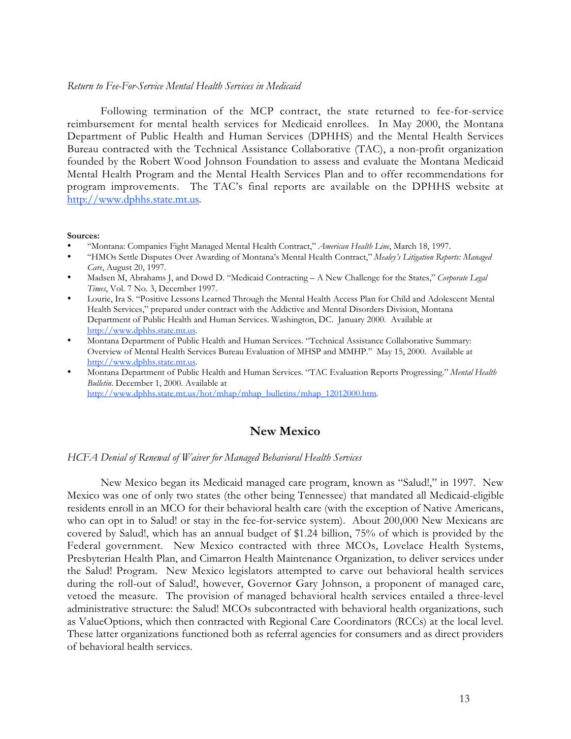*Return to Fee-For-Service Mental Health Services in Medicaid*

Following termination of the MCP contract, the state returned to fee-for-service reimbursement for mental health services for Medicaid enrollees. In May 2000, the Montana Department of Public Health and Human Services (DPHHS) and the Mental Health Services Bureau contracted with the Technical Assistance Collaborative (TAC), a non-profit organization founded by the Robert Wood Johnson Foundation to assess and evaluate the Montana Medicaid Mental Health Program and the Mental Health Services Plan and to offer recommendations for program improvements. The TAC's final reports are available on the DPHHS website at http://www.dphhs.state.mt.us.

**Sources:**

- "Montana: Companies Fight Managed Mental Health Contract," *American Health Line*, March 18, 1997.
- "HMOs Settle Disputes Over Awarding of Montana's Mental Health Contract," *Mealey's Litigation Reports: Managed Care*, August 20, 1997.
- Madsen M, Abrahams J, and Dowd D. "Medicaid Contracting – A New Challenge for the States," *Corporate Legal Times*, Vol. 7 No. 3, December 1997.
- Lourie, Ira S. "Positive Lessons Learned Through the Mental Health Access Plan for Child and Adolescent Mental Health Services," prepared under contract with the Addictive and Mental Disorders Division, Montana Department of Public Health and Human Services. Washington, DC. January 2000. Available at http://www.dphhs.state.mt.us.
- Montana Department of Public Health and Human Services. "Technical Assistance Collaborative Summary: Overview of Mental Health Services Bureau Evaluation of MHSP and MMHP." May 15, 2000. Available at http://www.dphhs.state.mt.us.
- Montana Department of Public Health and Human Services. "TAC Evaluation Reports Progressing." *Mental Health Bulletin*. December 1, 2000. Available at http://www.dphhs.state.mt.us/hot/mhap/mhap_bulletins/mhap_12012000.htm.

## New Mexico

*HCFA Denial of Renewal of Waiver for Managed Behavioral Health Services*

New Mexico began its Medicaid managed care program, known as "Salud!," in 1997. New Mexico was one of only two states (the other being Tennessee) that mandated all Medicaid-eligible residents enroll in an MCO for their behavioral health care (with the exception of Native Americans, who can opt in to Salud! or stay in the fee-for-service system). About 200,000 New Mexicans are covered by Salud!, which has an annual budget of $1.24 billion, 75% of which is provided by the Federal government. New Mexico contracted with three MCOs, Lovelace Health Systems, Presbyterian Health Plan, and Cimarron Health Maintenance Organization, to deliver services under the Salud! Program. New Mexico legislators attempted to carve out behavioral health services during the roll-out of Salud!, however, Governor Gary Johnson, a proponent of managed care, vetoed the measure. The provision of managed behavioral health services entailed a three-level administrative structure: the Salud! MCOs subcontracted with behavioral health organizations, such as ValueOptions, which then contracted with Regional Care Coordinators (RCCs) at the local level. These latter organizations functioned both as referral agencies for consumers and as direct providers of behavioral health services.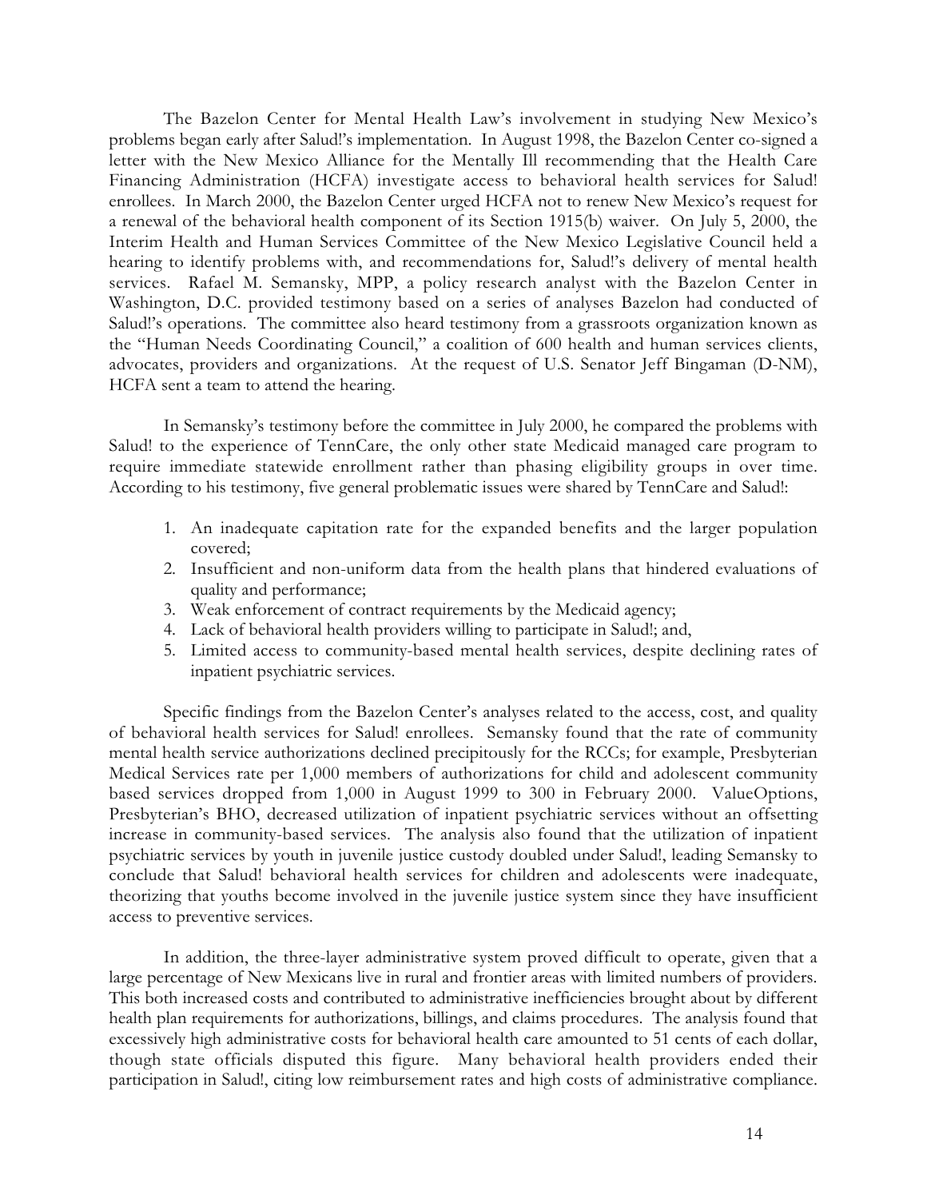The Bazelon Center for Mental Health Law's involvement in studying New Mexico's problems began early after Salud!'s implementation. In August 1998, the Bazelon Center co-signed a letter with the New Mexico Alliance for the Mentally Ill recommending that the Health Care Financing Administration (HCFA) investigate access to behavioral health services for Salud! enrollees. In March 2000, the Bazelon Center urged HCFA not to renew New Mexico's request for a renewal of the behavioral health component of its Section 1915(b) waiver. On July 5, 2000, the Interim Health and Human Services Committee of the New Mexico Legislative Council held a hearing to identify problems with, and recommendations for, Salud!'s delivery of mental health services. Rafael M. Semansky, MPP, a policy research analyst with the Bazelon Center in Washington, D.C. provided testimony based on a series of analyses Bazelon had conducted of Salud!'s operations. The committee also heard testimony from a grassroots organization known as the "Human Needs Coordinating Council," a coalition of 600 health and human services clients, advocates, providers and organizations. At the request of U.S. Senator Jeff Bingaman (D-NM), HCFA sent a team to attend the hearing.

In Semansky's testimony before the committee in July 2000, he compared the problems with Salud! to the experience of TennCare, the only other state Medicaid managed care program to require immediate statewide enrollment rather than phasing eligibility groups in over time. According to his testimony, five general problematic issues were shared by TennCare and Salud!:

1. An inadequate capitation rate for the expanded benefits and the larger population covered;
2. Insufficient and non-uniform data from the health plans that hindered evaluations of quality and performance;
3. Weak enforcement of contract requirements by the Medicaid agency;
4. Lack of behavioral health providers willing to participate in Salud!; and,
5. Limited access to community-based mental health services, despite declining rates of inpatient psychiatric services.

Specific findings from the Bazelon Center's analyses related to the access, cost, and quality of behavioral health services for Salud! enrollees. Semansky found that the rate of community mental health service authorizations declined precipitously for the RCCs; for example, Presbyterian Medical Services rate per 1,000 members of authorizations for child and adolescent community based services dropped from 1,000 in August 1999 to 300 in February 2000. ValueOptions, Presbyterian's BHO, decreased utilization of inpatient psychiatric services without an offsetting increase in community-based services. The analysis also found that the utilization of inpatient psychiatric services by youth in juvenile justice custody doubled under Salud!, leading Semansky to conclude that Salud! behavioral health services for children and adolescents were inadequate, theorizing that youths become involved in the juvenile justice system since they have insufficient access to preventive services.

In addition, the three-layer administrative system proved difficult to operate, given that a large percentage of New Mexicans live in rural and frontier areas with limited numbers of providers. This both increased costs and contributed to administrative inefficiencies brought about by different health plan requirements for authorizations, billings, and claims procedures. The analysis found that excessively high administrative costs for behavioral health care amounted to 51 cents of each dollar, though state officials disputed this figure. Many behavioral health providers ended their participation in Salud!, citing low reimbursement rates and high costs of administrative compliance.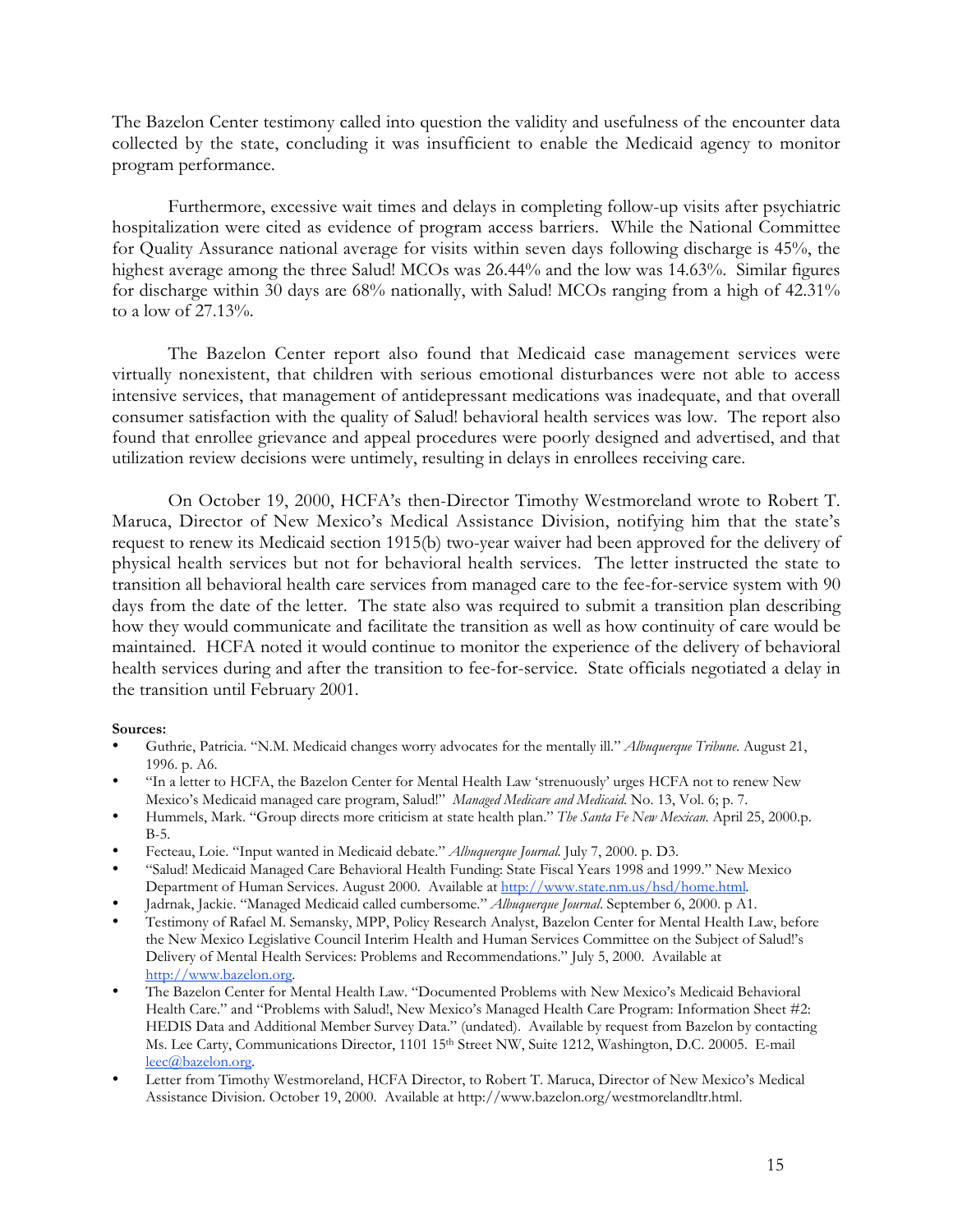The Bazelon Center testimony called into question the validity and usefulness of the encounter data collected by the state, concluding it was insufficient to enable the Medicaid agency to monitor program performance.

Furthermore, excessive wait times and delays in completing follow-up visits after psychiatric hospitalization were cited as evidence of program access barriers. While the National Committee for Quality Assurance national average for visits within seven days following discharge is 45%, the highest average among the three Salud! MCOs was 26.44% and the low was 14.63%. Similar figures for discharge within 30 days are 68% nationally, with Salud! MCOs ranging from a high of 42.31% to a low of 27.13%.

The Bazelon Center report also found that Medicaid case management services were virtually nonexistent, that children with serious emotional disturbances were not able to access intensive services, that management of antidepressant medications was inadequate, and that overall consumer satisfaction with the quality of Salud! behavioral health services was low. The report also found that enrollee grievance and appeal procedures were poorly designed and advertised, and that utilization review decisions were untimely, resulting in delays in enrollees receiving care.

On October 19, 2000, HCFA's then-Director Timothy Westmoreland wrote to Robert T. Maruca, Director of New Mexico's Medical Assistance Division, notifying him that the state's request to renew its Medicaid section 1915(b) two-year waiver had been approved for the delivery of physical health services but not for behavioral health services. The letter instructed the state to transition all behavioral health care services from managed care to the fee-for-service system with 90 days from the date of the letter. The state also was required to submit a transition plan describing how they would communicate and facilitate the transition as well as how continuity of care would be maintained. HCFA noted it would continue to monitor the experience of the delivery of behavioral health services during and after the transition to fee-for-service. State officials negotiated a delay in the transition until February 2001.

**Sources:**

- Guthrie, Patricia. "N.M. Medicaid changes worry advocates for the mentally ill." *Albuquerque Tribune*. August 21, 1996. p. A6.
- "In a letter to HCFA, the Bazelon Center for Mental Health Law 'strenuously' urges HCFA not to renew New Mexico's Medicaid managed care program, Salud!" *Managed Medicare and Medicaid.* No. 13, Vol. 6; p. 7.
- Hummels, Mark. "Group directs more criticism at state health plan." *The Santa Fe New Mexican.* April 25, 2000.p. B-5.
- Fecteau, Loie. "Input wanted in Medicaid debate." *Albuquerque Journal.* July 7, 2000. p. D3.
- "Salud! Medicaid Managed Care Behavioral Health Funding: State Fiscal Years 1998 and 1999." New Mexico Department of Human Services. August 2000. Available at http://www.state.nm.us/hsd/home.html.
- Jadrnak, Jackie. "Managed Medicaid called cumbersome." *Albuquerque Journal*. September 6, 2000. p A1.
- Testimony of Rafael M. Semansky, MPP, Policy Research Analyst, Bazelon Center for Mental Health Law, before the New Mexico Legislative Council Interim Health and Human Services Committee on the Subject of Salud!'s Delivery of Mental Health Services: Problems and Recommendations." July 5, 2000. Available at http://www.bazelon.org.
- The Bazelon Center for Mental Health Law. "Documented Problems with New Mexico's Medicaid Behavioral Health Care." and "Problems with Salud!, New Mexico's Managed Health Care Program: Information Sheet #2: HEDIS Data and Additional Member Survey Data." (undated). Available by request from Bazelon by contacting Ms. Lee Carty, Communications Director, 1101 15th Street NW, Suite 1212, Washington, D.C. 20005. E-mail leec@bazelon.org.
- Letter from Timothy Westmoreland, HCFA Director, to Robert T. Maruca, Director of New Mexico's Medical Assistance Division. October 19, 2000. Available at http://www.bazelon.org/westmorelandltr.html.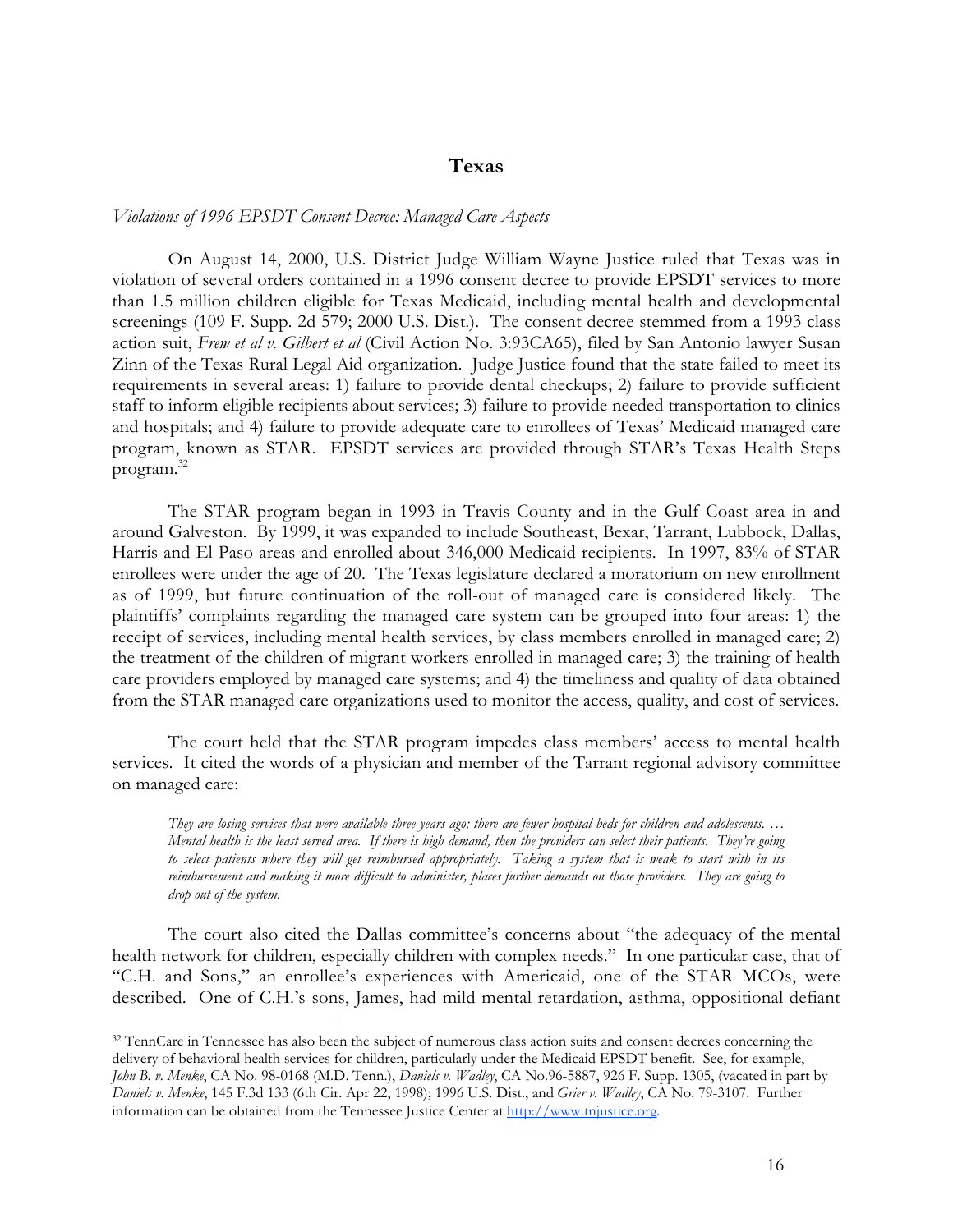## Texas

*Violations of 1996 EPSDT Consent Decree: Managed Care Aspects*

On August 14, 2000, U.S. District Judge William Wayne Justice ruled that Texas was in violation of several orders contained in a 1996 consent decree to provide EPSDT services to more than 1.5 million children eligible for Texas Medicaid, including mental health and developmental screenings (109 F. Supp. 2d 579; 2000 U.S. Dist.). The consent decree stemmed from a 1993 class action suit, *Frew et al v. Gilbert et al* (Civil Action No. 3:93CA65), filed by San Antonio lawyer Susan Zinn of the Texas Rural Legal Aid organization. Judge Justice found that the state failed to meet its requirements in several areas: 1) failure to provide dental checkups; 2) failure to provide sufficient staff to inform eligible recipients about services; 3) failure to provide needed transportation to clinics and hospitals; and 4) failure to provide adequate care to enrollees of Texas' Medicaid managed care program, known as STAR. EPSDT services are provided through STAR's Texas Health Steps program.[32]

The STAR program began in 1993 in Travis County and in the Gulf Coast area in and around Galveston. By 1999, it was expanded to include Southeast, Bexar, Tarrant, Lubbock, Dallas, Harris and El Paso areas and enrolled about 346,000 Medicaid recipients. In 1997, 83% of STAR enrollees were under the age of 20. The Texas legislature declared a moratorium on new enrollment as of 1999, but future continuation of the roll-out of managed care is considered likely. The plaintiffs' complaints regarding the managed care system can be grouped into four areas: 1) the receipt of services, including mental health services, by class members enrolled in managed care; 2) the treatment of the children of migrant workers enrolled in managed care; 3) the training of health care providers employed by managed care systems; and 4) the timeliness and quality of data obtained from the STAR managed care organizations used to monitor the access, quality, and cost of services.

The court held that the STAR program impedes class members' access to mental health services. It cited the words of a physician and member of the Tarrant regional advisory committee on managed care:

> *They are losing services that were available three years ago; there are fewer hospital beds for children and adolescents. … Mental health is the least served area. If there is high demand, then the providers can select their patients. They're going to select patients where they will get reimbursed appropriately. Taking a system that is weak to start with in its reimbursement and making it more difficult to administer, places further demands on those providers. They are going to drop out of the system.*

The court also cited the Dallas committee's concerns about "the adequacy of the mental health network for children, especially children with complex needs." In one particular case, that of "C.H. and Sons," an enrollee's experiences with Americaid, one of the STAR MCOs, were described. One of C.H.'s sons, James, had mild mental retardation, asthma, oppositional defiant

---

[32] TennCare in Tennessee has also been the subject of numerous class action suits and consent decrees concerning the delivery of behavioral health services for children, particularly under the Medicaid EPSDT benefit. See, for example, *John B. v. Menke*, CA No. 98-0168 (M.D. Tenn.), *Daniels v. Wadley*, CA No.96-5887, 926 F. Supp. 1305, (vacated in part by *Daniels v. Menke*, 145 F.3d 133 (6th Cir. Apr 22, 1998); 1996 U.S. Dist., and *Grier v. Wadley*, CA No. 79-3107. Further information can be obtained from the Tennessee Justice Center at http://www.tnjustice.org.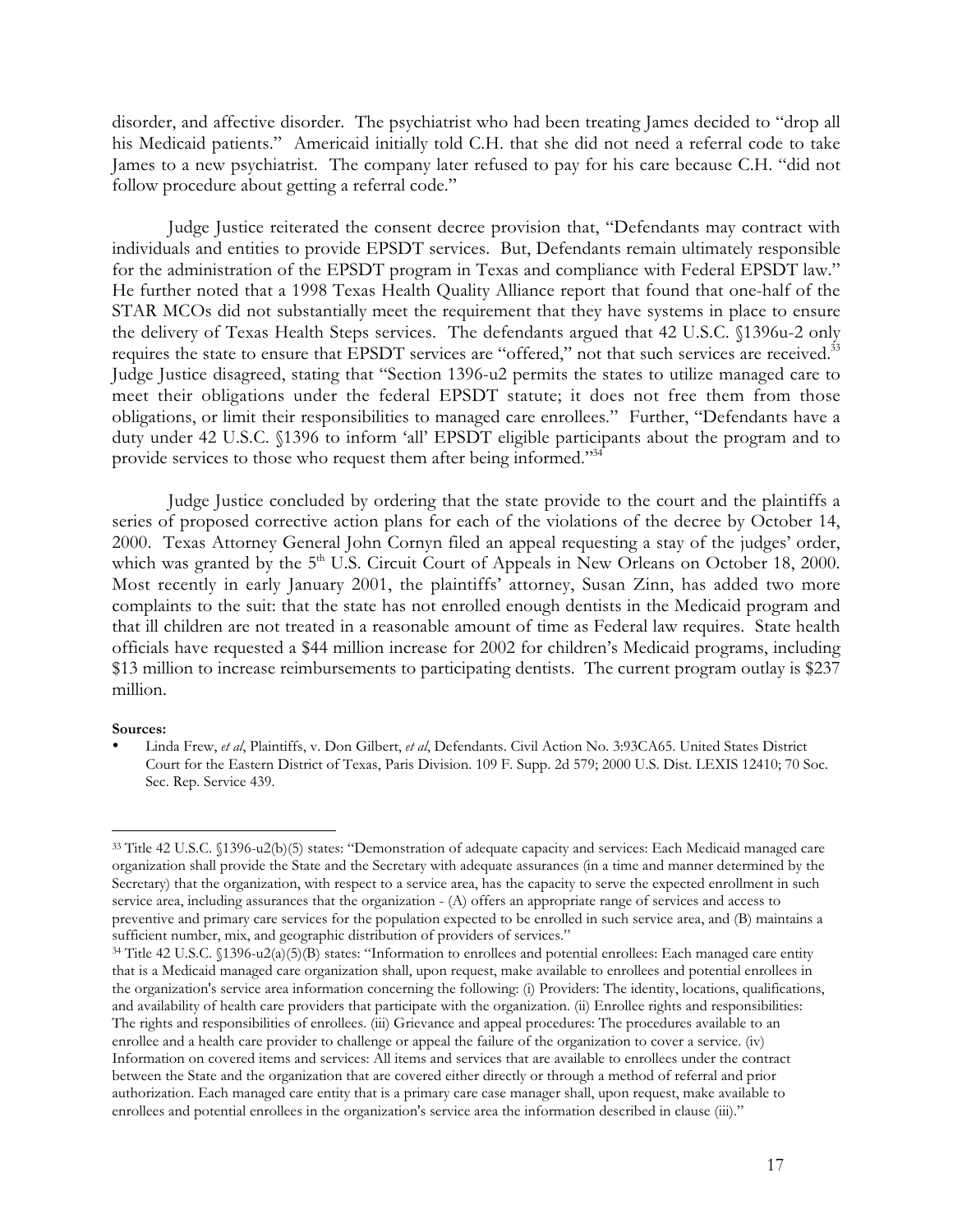disorder, and affective disorder. The psychiatrist who had been treating James decided to "drop all his Medicaid patients." Americaid initially told C.H. that she did not need a referral code to take James to a new psychiatrist. The company later refused to pay for his care because C.H. "did not follow procedure about getting a referral code."

Judge Justice reiterated the consent decree provision that, "Defendants may contract with individuals and entities to provide EPSDT services. But, Defendants remain ultimately responsible for the administration of the EPSDT program in Texas and compliance with Federal EPSDT law." He further noted that a 1998 Texas Health Quality Alliance report that found that one-half of the STAR MCOs did not substantially meet the requirement that they have systems in place to ensure the delivery of Texas Health Steps services. The defendants argued that 42 U.S.C. §1396u-2 only requires the state to ensure that EPSDT services are "offered," not that such services are received.[33] Judge Justice disagreed, stating that "Section 1396-u2 permits the states to utilize managed care to meet their obligations under the federal EPSDT statute; it does not free them from those obligations, or limit their responsibilities to managed care enrollees." Further, "Defendants have a duty under 42 U.S.C. §1396 to inform 'all' EPSDT eligible participants about the program and to provide services to those who request them after being informed."[34]

Judge Justice concluded by ordering that the state provide to the court and the plaintiffs a series of proposed corrective action plans for each of the violations of the decree by October 14, 2000. Texas Attorney General John Cornyn filed an appeal requesting a stay of the judges' order, which was granted by the 5th U.S. Circuit Court of Appeals in New Orleans on October 18, 2000. Most recently in early January 2001, the plaintiffs' attorney, Susan Zinn, has added two more complaints to the suit: that the state has not enrolled enough dentists in the Medicaid program and that ill children are not treated in a reasonable amount of time as Federal law requires. State health officials have requested a $44 million increase for 2002 for children's Medicaid programs, including $13 million to increase reimbursements to participating dentists. The current program outlay is $237 million.

**Sources:**

- Linda Frew, *et al*, Plaintiffs, v. Don Gilbert, *et al*, Defendants. Civil Action No. 3:93CA65. United States District Court for the Eastern District of Texas, Paris Division. 109 F. Supp. 2d 579; 2000 U.S. Dist. LEXIS 12410; 70 Soc. Sec. Rep. Service 439.

---

[33] Title 42 U.S.C. §1396-u2(b)(5) states: "Demonstration of adequate capacity and services: Each Medicaid managed care organization shall provide the State and the Secretary with adequate assurances (in a time and manner determined by the Secretary) that the organization, with respect to a service area, has the capacity to serve the expected enrollment in such service area, including assurances that the organization - (A) offers an appropriate range of services and access to preventive and primary care services for the population expected to be enrolled in such service area, and (B) maintains a sufficient number, mix, and geographic distribution of providers of services."

[34] Title 42 U.S.C. §1396-u2(a)(5)(B) states: "Information to enrollees and potential enrollees: Each managed care entity that is a Medicaid managed care organization shall, upon request, make available to enrollees and potential enrollees in the organization's service area information concerning the following: (i) Providers: The identity, locations, qualifications, and availability of health care providers that participate with the organization. (ii) Enrollee rights and responsibilities: The rights and responsibilities of enrollees. (iii) Grievance and appeal procedures: The procedures available to an enrollee and a health care provider to challenge or appeal the failure of the organization to cover a service. (iv) Information on covered items and services: All items and services that are available to enrollees under the contract between the State and the organization that are covered either directly or through a method of referral and prior authorization. Each managed care entity that is a primary care case manager shall, upon request, make available to enrollees and potential enrollees in the organization's service area the information described in clause (iii)."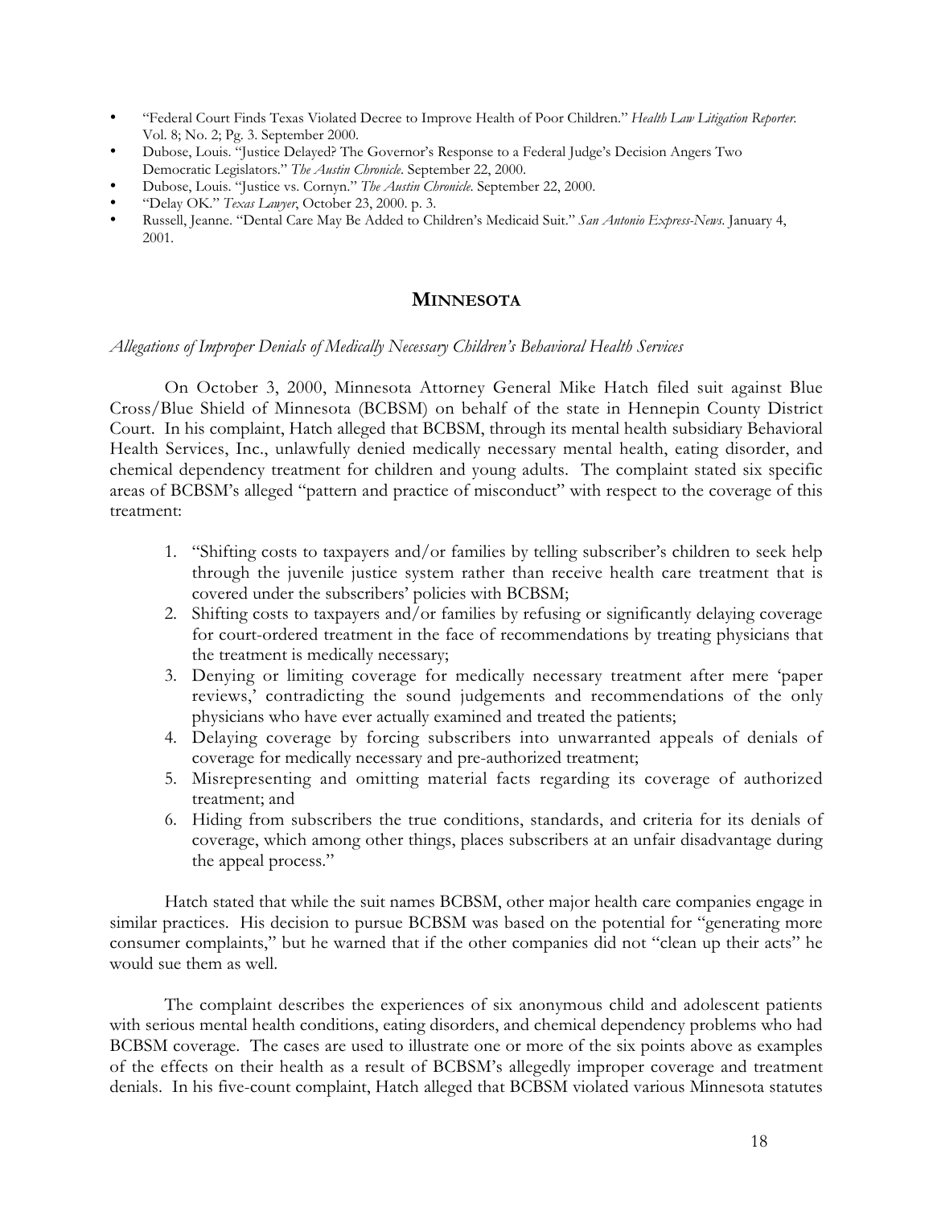- "Federal Court Finds Texas Violated Decree to Improve Health of Poor Children." *Health Law Litigation Reporter*. Vol. 8; No. 2; Pg. 3. September 2000.
- Dubose, Louis. "Justice Delayed? The Governor's Response to a Federal Judge's Decision Angers Two Democratic Legislators." *The Austin Chronicle*. September 22, 2000.
- Dubose, Louis. "Justice vs. Cornyn." *The Austin Chronicle*. September 22, 2000.
- "Delay OK." *Texas Lawyer*, October 23, 2000. p. 3.
- Russell, Jeanne. "Dental Care May Be Added to Children's Medicaid Suit." *San Antonio Express-News*. January 4, 2001.

## MINNESOTA

*Allegations of Improper Denials of Medically Necessary Children's Behavioral Health Services*

On October 3, 2000, Minnesota Attorney General Mike Hatch filed suit against Blue Cross/Blue Shield of Minnesota (BCBSM) on behalf of the state in Hennepin County District Court. In his complaint, Hatch alleged that BCBSM, through its mental health subsidiary Behavioral Health Services, Inc., unlawfully denied medically necessary mental health, eating disorder, and chemical dependency treatment for children and young adults. The complaint stated six specific areas of BCBSM's alleged "pattern and practice of misconduct" with respect to the coverage of this treatment:

1. "Shifting costs to taxpayers and/or families by telling subscriber's children to seek help through the juvenile justice system rather than receive health care treatment that is covered under the subscribers' policies with BCBSM;
2. Shifting costs to taxpayers and/or families by refusing or significantly delaying coverage for court-ordered treatment in the face of recommendations by treating physicians that the treatment is medically necessary;
3. Denying or limiting coverage for medically necessary treatment after mere 'paper reviews,' contradicting the sound judgements and recommendations of the only physicians who have ever actually examined and treated the patients;
4. Delaying coverage by forcing subscribers into unwarranted appeals of denials of coverage for medically necessary and pre-authorized treatment;
5. Misrepresenting and omitting material facts regarding its coverage of authorized treatment; and
6. Hiding from subscribers the true conditions, standards, and criteria for its denials of coverage, which among other things, places subscribers at an unfair disadvantage during the appeal process."

Hatch stated that while the suit names BCBSM, other major health care companies engage in similar practices. His decision to pursue BCBSM was based on the potential for "generating more consumer complaints," but he warned that if the other companies did not "clean up their acts" he would sue them as well.

The complaint describes the experiences of six anonymous child and adolescent patients with serious mental health conditions, eating disorders, and chemical dependency problems who had BCBSM coverage. The cases are used to illustrate one or more of the six points above as examples of the effects on their health as a result of BCBSM's allegedly improper coverage and treatment denials. In his five-count complaint, Hatch alleged that BCBSM violated various Minnesota statutes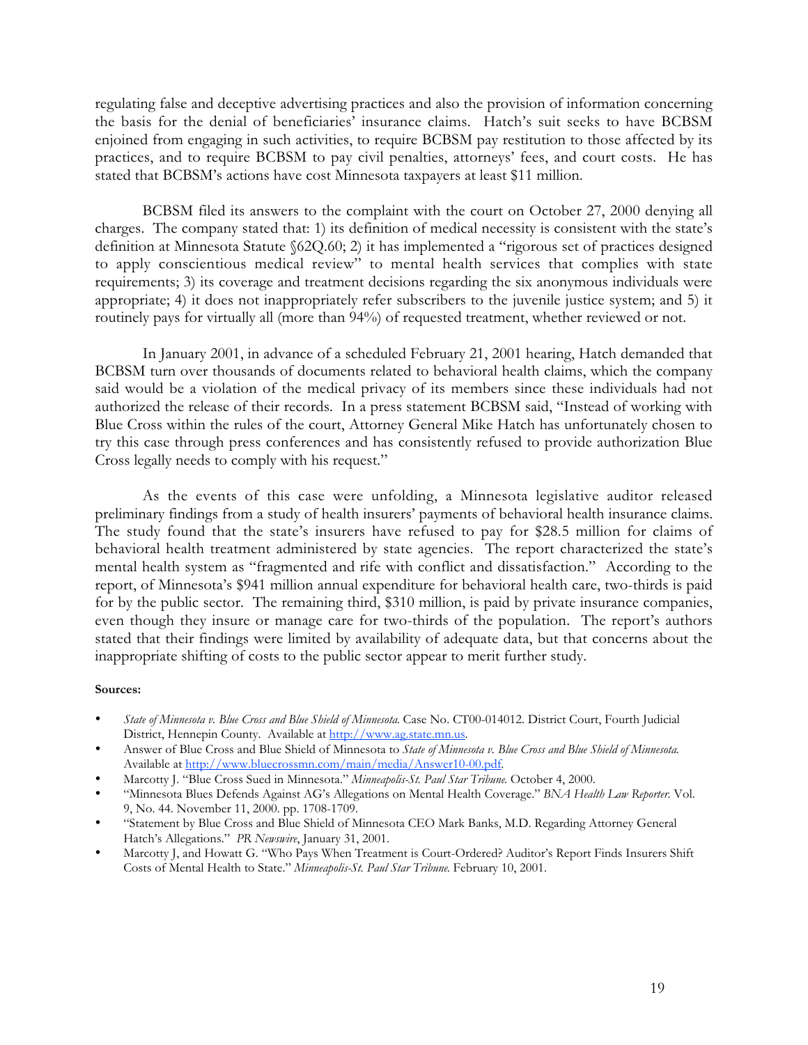regulating false and deceptive advertising practices and also the provision of information concerning the basis for the denial of beneficiaries' insurance claims. Hatch's suit seeks to have BCBSM enjoined from engaging in such activities, to require BCBSM pay restitution to those affected by its practices, and to require BCBSM to pay civil penalties, attorneys' fees, and court costs. He has stated that BCBSM's actions have cost Minnesota taxpayers at least $11 million.

BCBSM filed its answers to the complaint with the court on October 27, 2000 denying all charges. The company stated that: 1) its definition of medical necessity is consistent with the state's definition at Minnesota Statute §62Q.60; 2) it has implemented a "rigorous set of practices designed to apply conscientious medical review" to mental health services that complies with state requirements; 3) its coverage and treatment decisions regarding the six anonymous individuals were appropriate; 4) it does not inappropriately refer subscribers to the juvenile justice system; and 5) it routinely pays for virtually all (more than 94%) of requested treatment, whether reviewed or not.

In January 2001, in advance of a scheduled February 21, 2001 hearing, Hatch demanded that BCBSM turn over thousands of documents related to behavioral health claims, which the company said would be a violation of the medical privacy of its members since these individuals had not authorized the release of their records. In a press statement BCBSM said, "Instead of working with Blue Cross within the rules of the court, Attorney General Mike Hatch has unfortunately chosen to try this case through press conferences and has consistently refused to provide authorization Blue Cross legally needs to comply with his request."

As the events of this case were unfolding, a Minnesota legislative auditor released preliminary findings from a study of health insurers' payments of behavioral health insurance claims. The study found that the state's insurers have refused to pay for $28.5 million for claims of behavioral health treatment administered by state agencies. The report characterized the state's mental health system as "fragmented and rife with conflict and dissatisfaction." According to the report, of Minnesota's $941 million annual expenditure for behavioral health care, two-thirds is paid for by the public sector. The remaining third, $310 million, is paid by private insurance companies, even though they insure or manage care for two-thirds of the population. The report's authors stated that their findings were limited by availability of adequate data, but that concerns about the inappropriate shifting of costs to the public sector appear to merit further study.

**Sources:**

- *State of Minnesota v. Blue Cross and Blue Shield of Minnesota.* Case No. CT00-014012. District Court, Fourth Judicial District, Hennepin County. Available at http://www.ag.state.mn.us.
- Answer of Blue Cross and Blue Shield of Minnesota to *State of Minnesota v. Blue Cross and Blue Shield of Minnesota.* Available at http://www.bluecrossmn.com/main/media/Answer10-00.pdf.
- Marcotty J. "Blue Cross Sued in Minnesota." *Minneapolis-St. Paul Star Tribune.* October 4, 2000.
- "Minnesota Blues Defends Against AG's Allegations on Mental Health Coverage." *BNA Health Law Reporter.* Vol. 9, No. 44. November 11, 2000. pp. 1708-1709.
- "Statement by Blue Cross and Blue Shield of Minnesota CEO Mark Banks, M.D. Regarding Attorney General Hatch's Allegations." *PR Newswire*, January 31, 2001.
- Marcotty J, and Howatt G. "Who Pays When Treatment is Court-Ordered? Auditor's Report Finds Insurers Shift Costs of Mental Health to State." *Minneapolis-St. Paul Star Tribune.* February 10, 2001.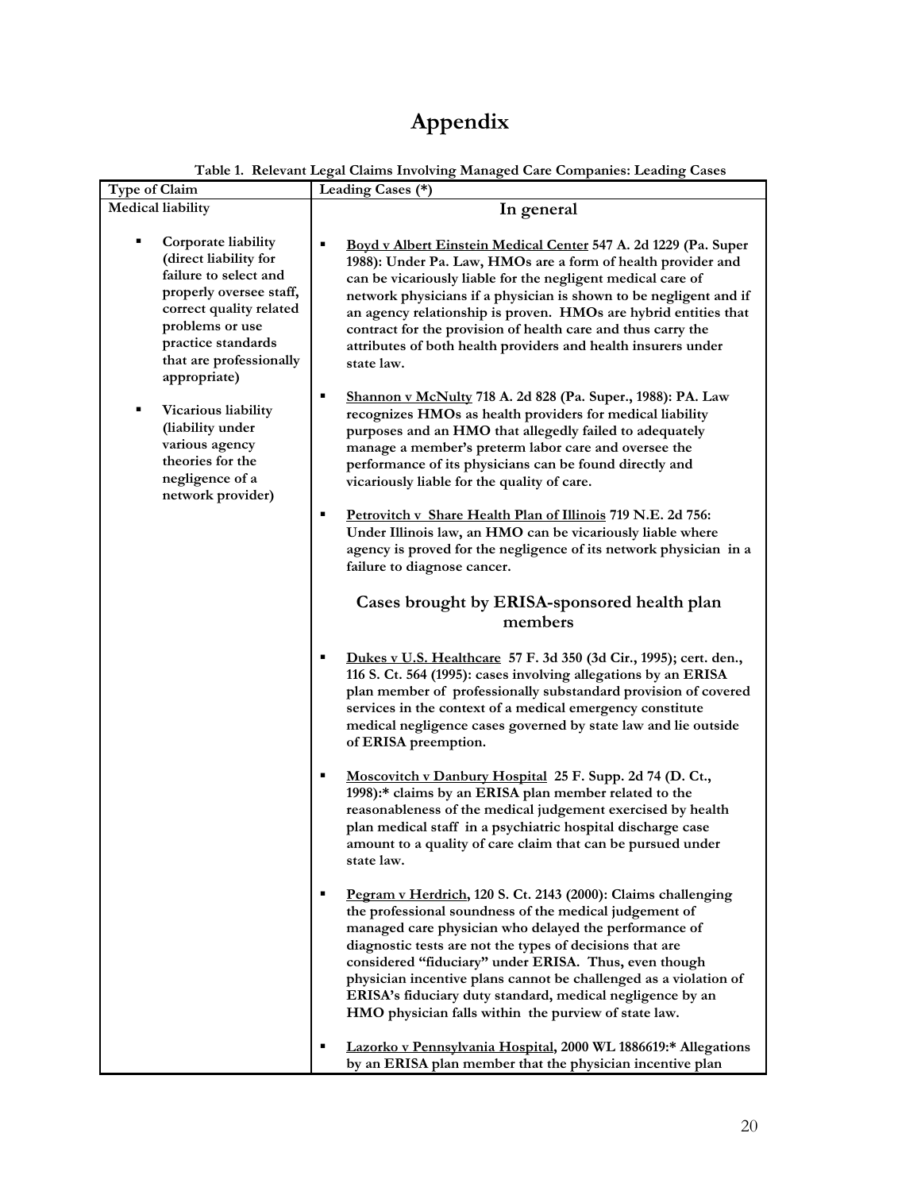# Appendix

**Table 1. Relevant Legal Claims Involving Managed Care Companies: Leading Cases**

| Type of Claim | Leading Cases (*) |
|---|---|
| **Medical liability**<br><br>▪ **Corporate liability (direct liability for failure to select and properly oversee staff, correct quality related problems or use practice standards that are professionally appropriate)**<br><br>▪ **Vicarious liability (liability under various agency theories for the negligence of a network provider)** | **In general**<br><br>▪ **<u>Boyd v Albert Einstein Medical Center</u> 547 A. 2d 1229 (Pa. Super 1988): Under Pa. Law, HMOs are a form of health provider and can be vicariously liable for the negligent medical care of network physicians if a physician is shown to be negligent and if an agency relationship is proven. HMOs are hybrid entities that contract for the provision of health care and thus carry the attributes of both health providers and health insurers under state law.**<br><br>▪ **<u>Shannon v McNulty</u> 718 A. 2d 828 (Pa. Super., 1988): PA. Law recognizes HMOs as health providers for medical liability purposes and an HMO that allegedly failed to adequately manage a member's preterm labor care and oversee the performance of its physicians can be found directly and vicariously liable for the quality of care.**<br><br>▪ **<u>Petrovitch v Share Health Plan of Illinois</u> 719 N.E. 2d 756: Under Illinois law, an HMO can be vicariously liable where agency is proved for the negligence of its network physician in a failure to diagnose cancer.**<br><br>**Cases brought by ERISA-sponsored health plan members**<br><br>▪ **<u>Dukes v U.S. Healthcare</u> 57 F. 3d 350 (3d Cir., 1995); cert. den., 116 S. Ct. 564 (1995): cases involving allegations by an ERISA plan member of professionally substandard provision of covered services in the context of a medical emergency constitute medical negligence cases governed by state law and lie outside of ERISA preemption.**<br><br>▪ **<u>Moscovitch v Danbury Hospital</u> 25 F. Supp. 2d 74 (D. Ct., 1998):* claims by an ERISA plan member related to the reasonableness of the medical judgement exercised by health plan medical staff in a psychiatric hospital discharge case amount to a quality of care claim that can be pursued under state law.**<br><br>▪ **<u>Pegram v Herdrich</u>, 120 S. Ct. 2143 (2000): Claims challenging the professional soundness of the medical judgement of managed care physician who delayed the performance of diagnostic tests are not the types of decisions that are considered "fiduciary" under ERISA. Thus, even though physician incentive plans cannot be challenged as a violation of ERISA's fiduciary duty standard, medical negligence by an HMO physician falls within the purview of state law.**<br><br>▪ **<u>Lazorko v Pennsylvania Hospital</u>, 2000 WL 1886619:* Allegations by an ERISA plan member that the physician incentive plan** |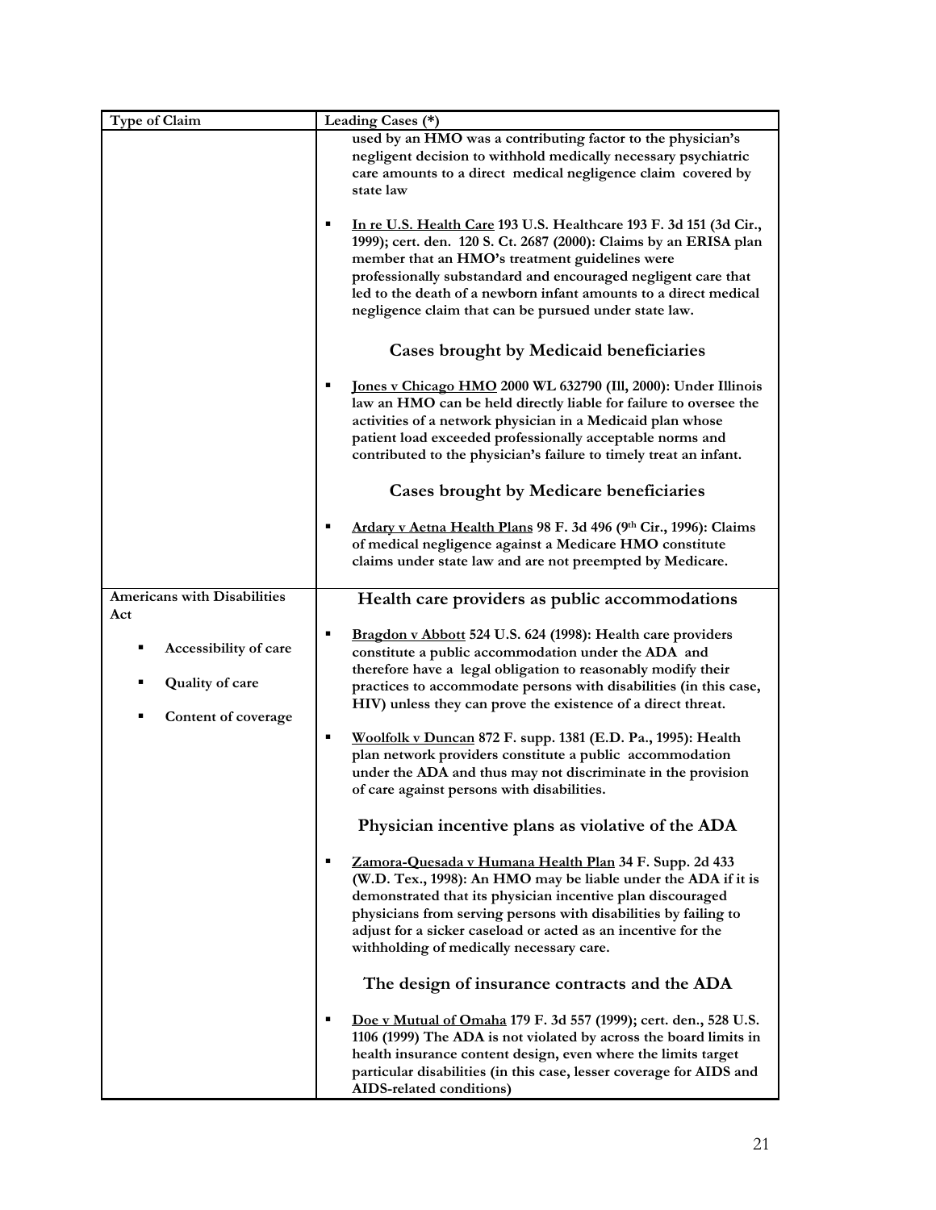| Type of Claim | Leading Cases (*) |
|---|---|
| | **used by an HMO was a contributing factor to the physician's negligent decision to withhold medically necessary psychiatric care amounts to a direct medical negligence claim covered by state law**<br><br>▪ **<u>In re U.S. Health Care</u> 193 U.S. Healthcare 193 F. 3d 151 (3d Cir., 1999); cert. den. 120 S. Ct. 2687 (2000): Claims by an ERISA plan member that an HMO's treatment guidelines were professionally substandard and encouraged negligent care that led to the death of a newborn infant amounts to a direct medical negligence claim that can be pursued under state law.**<br><br>**Cases brought by Medicaid beneficiaries**<br><br>▪ **<u>Jones v Chicago HMO</u> 2000 WL 632790 (Ill, 2000): Under Illinois law an HMO can be held directly liable for failure to oversee the activities of a network physician in a Medicaid plan whose patient load exceeded professionally acceptable norms and contributed to the physician's failure to timely treat an infant.**<br><br>**Cases brought by Medicare beneficiaries**<br><br>▪ **<u>Ardary v Aetna Health Plans</u> 98 F. 3d 496 (9th Cir., 1996): Claims of medical negligence against a Medicare HMO constitute claims under state law and are not preempted by Medicare.** |
| **Americans with Disabilities Act**<br><br>▪ **Accessibility of care**<br>▪ **Quality of care**<br>▪ **Content of coverage** | **Health care providers as public accommodations**<br><br>▪ **<u>Bragdon v Abbott</u> 524 U.S. 624 (1998): Health care providers constitute a public accommodation under the ADA and therefore have a legal obligation to reasonably modify their practices to accommodate persons with disabilities (in this case, HIV) unless they can prove the existence of a direct threat.**<br><br>▪ **<u>Woolfolk v Duncan</u> 872 F. supp. 1381 (E.D. Pa., 1995): Health plan network providers constitute a public accommodation under the ADA and thus may not discriminate in the provision of care against persons with disabilities.**<br><br>**Physician incentive plans as violative of the ADA**<br><br>▪ **<u>Zamora-Quesada v Humana Health Plan</u> 34 F. Supp. 2d 433 (W.D. Tex., 1998): An HMO may be liable under the ADA if it is demonstrated that its physician incentive plan discouraged physicians from serving persons with disabilities by failing to adjust for a sicker caseload or acted as an incentive for the withholding of medically necessary care.**<br><br>**The design of insurance contracts and the ADA**<br><br>▪ **<u>Doe v Mutual of Omaha</u> 179 F. 3d 557 (1999); cert. den., 528 U.S. 1106 (1999) The ADA is not violated by across the board limits in health insurance content design, even where the limits target particular disabilities (in this case, lesser coverage for AIDS and AIDS-related conditions)** |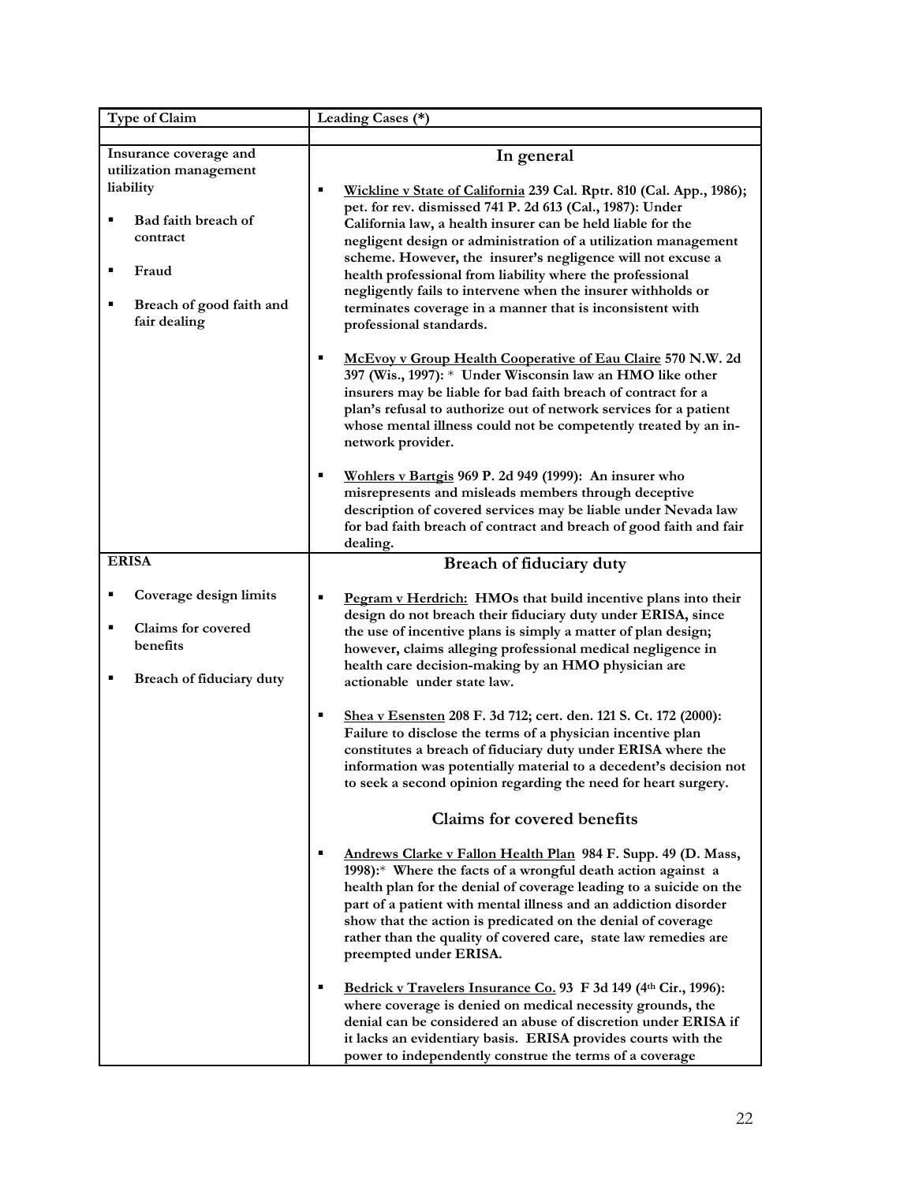| Type of Claim | Leading Cases (*) |
|---|---|
| | |
| **Insurance coverage and utilization management liability**<br><br>▪ **Bad faith breach of contract**<br><br>▪ **Fraud**<br><br>▪ **Breach of good faith and fair dealing** | **In general**<br><br>▪ **<u>Wickline v State of California</u> 239 Cal. Rptr. 810 (Cal. App., 1986); pet. for rev. dismissed 741 P. 2d 613 (Cal., 1987): Under California law, a health insurer can be held liable for the negligent design or administration of a utilization management scheme. However, the insurer's negligence will not excuse a health professional from liability where the professional negligently fails to intervene when the insurer withholds or terminates coverage in a manner that is inconsistent with professional standards.**<br><br>▪ **<u>McEvoy v Group Health Cooperative of Eau Claire</u> 570 N.W. 2d 397 (Wis., 1997):** * **Under Wisconsin law an HMO like other insurers may be liable for bad faith breach of contract for a plan's refusal to authorize out of network services for a patient whose mental illness could not be competently treated by an in-network provider.**<br><br>▪ **<u>Wohlers v Bartgis</u> 969 P. 2d 949 (1999): An insurer who misrepresents and misleads members through deceptive description of covered services may be liable under Nevada law for bad faith breach of contract and breach of good faith and fair dealing.** |
| **ERISA**<br><br>▪ **Coverage design limits**<br><br>▪ **Claims for covered benefits**<br><br>▪ **Breach of fiduciary duty** | **Breach of fiduciary duty**<br><br>▪ **<u>Pegram v Herdrich:</u> HMOs that build incentive plans into their design do not breach their fiduciary duty under ERISA, since the use of incentive plans is simply a matter of plan design; however, claims alleging professional medical negligence in health care decision-making by an HMO physician are actionable under state law.**<br><br>▪ **<u>Shea v Esensten</u> 208 F. 3d 712; cert. den. 121 S. Ct. 172 (2000): Failure to disclose the terms of a physician incentive plan constitutes a breach of fiduciary duty under ERISA where the information was potentially material to a decedent's decision not to seek a second opinion regarding the need for heart surgery.**<br><br>**Claims for covered benefits**<br><br>▪ **<u>Andrews Clarke v Fallon Health Plan</u> 984 F. Supp. 49 (D. Mass, 1998):* Where the facts of a wrongful death action against a health plan for the denial of coverage leading to a suicide on the part of a patient with mental illness and an addiction disorder show that the action is predicated on the denial of coverage rather than the quality of covered care, state law remedies are preempted under ERISA.**<br><br>▪ **<u>Bedrick v Travelers Insurance Co.</u> 93 F 3d 149 (4th Cir., 1996): where coverage is denied on medical necessity grounds, the denial can be considered an abuse of discretion under ERISA if it lacks an evidentiary basis. ERISA provides courts with the power to independently construe the terms of a coverage** |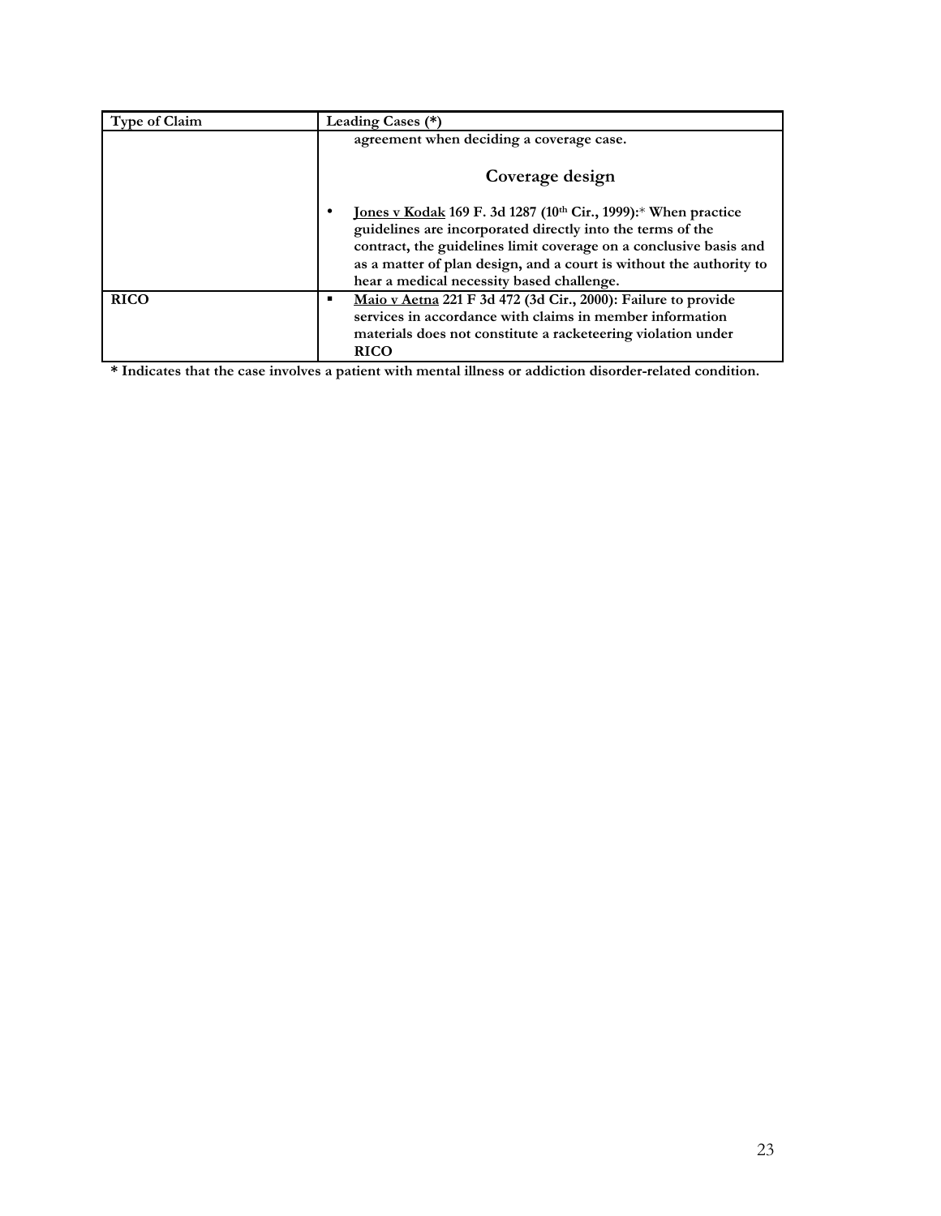| Type of Claim | Leading Cases (*) |
|---|---|
| | agreement when deciding a coverage case.<br><br>**Coverage design**<br><br>• **<u>Jones v Kodak</u> 169 F. 3d 1287 (10th Cir., 1999):* When practice guidelines are incorporated directly into the terms of the contract, the guidelines limit coverage on a conclusive basis and as a matter of plan design, and a court is without the authority to hear a medical necessity based challenge.** |
| **RICO** | ▪ **<u>Maio v Aetna</u> 221 F 3d 472 (3d Cir., 2000): Failure to provide services in accordance with claims in member information materials does not constitute a racketeering violation under RICO** |

**\* Indicates that the case involves a patient with mental illness or addiction disorder-related condition.**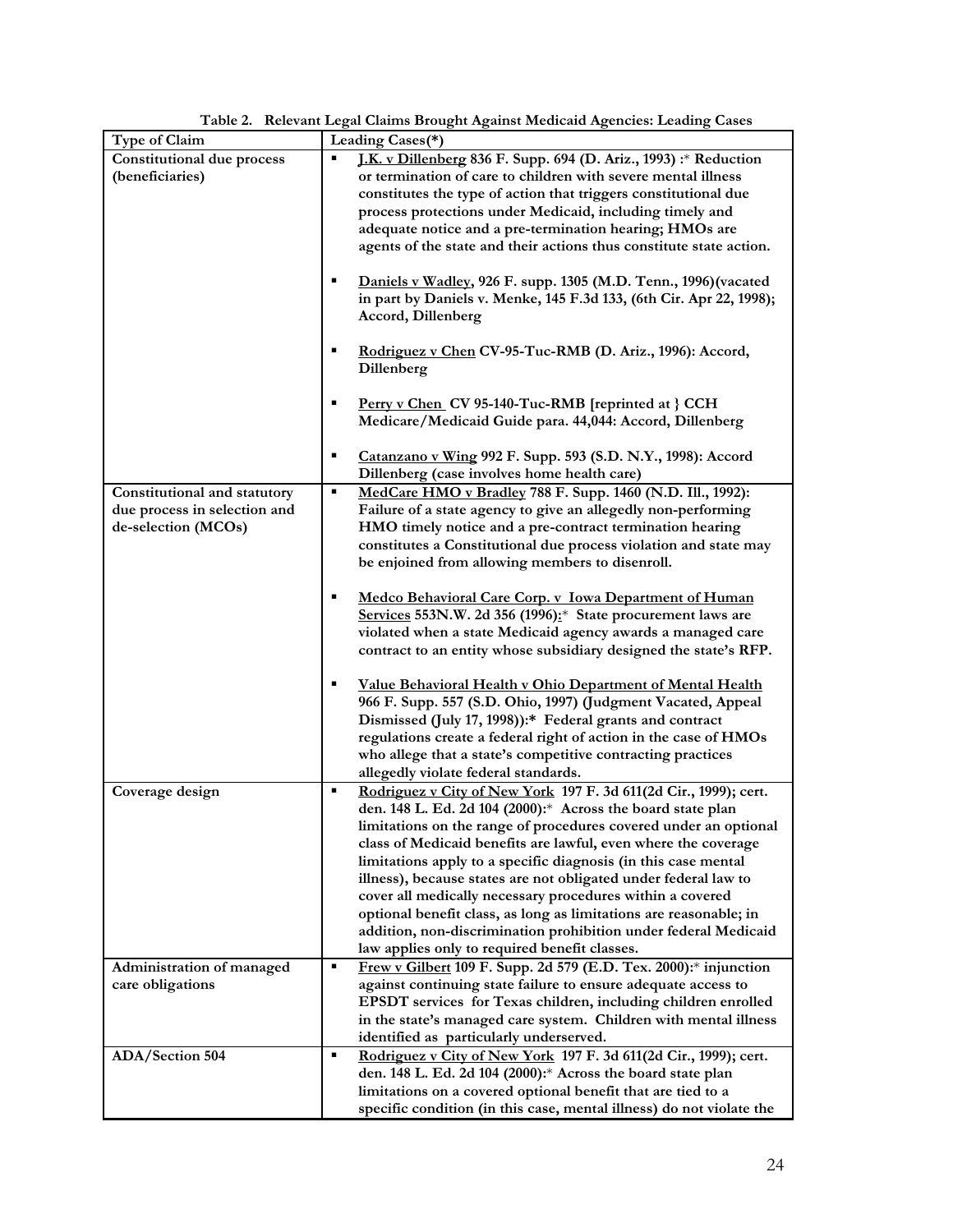**Table 2. Relevant Legal Claims Brought Against Medicaid Agencies: Leading Cases**

| Type of Claim | Leading Cases(*) |
|---|---|
| **Constitutional due process (beneficiaries)** | ▪ **<u>J.K. v Dillenberg</u> 836 F. Supp. 694 (D. Ariz., 1993) :\* Reduction or termination of care to children with severe mental illness constitutes the type of action that triggers constitutional due process protections under Medicaid, including timely and adequate notice and a pre-termination hearing; HMOs are agents of the state and their actions thus constitute state action.**<br><br>▪ **<u>Daniels v Wadley</u>, 926 F. supp. 1305 (M.D. Tenn., 1996)(vacated in part by Daniels v. Menke, 145 F.3d 133, (6th Cir. Apr 22, 1998); Accord, Dillenberg**<br><br>▪ **<u>Rodriguez v Chen</u> CV-95-Tuc-RMB (D. Ariz., 1996): Accord, Dillenberg**<br><br>▪ **<u>Perry v Chen</u> CV 95-140-Tuc-RMB [reprinted at } CCH Medicare/Medicaid Guide para. 44,044: Accord, Dillenberg**<br><br>▪ **<u>Catanzano v Wing</u> 992 F. Supp. 593 (S.D. N.Y., 1998): Accord Dillenberg (case involves home health care)** |
| **Constitutional and statutory due process in selection and de-selection (MCOs)** | ▪ **<u>MedCare HMO v Bradley</u> 788 F. Supp. 1460 (N.D. Ill., 1992): Failure of a state agency to give an allegedly non-performing HMO timely notice and a pre-contract termination hearing constitutes a Constitutional due process violation and state may be enjoined from allowing members to disenroll.**<br><br>▪ **<u>Medco Behavioral Care Corp. v Iowa Department of Human Services</u> 553N.W. 2d 356 (1996):\* State procurement laws are violated when a state Medicaid agency awards a managed care contract to an entity whose subsidiary designed the state's RFP.**<br><br>▪ **<u>Value Behavioral Health v Ohio Department of Mental Health</u> 966 F. Supp. 557 (S.D. Ohio, 1997) (Judgment Vacated, Appeal Dismissed (July 17, 1998)):\* Federal grants and contract regulations create a federal right of action in the case of HMOs who allege that a state's competitive contracting practices allegedly violate federal standards.** |
| **Coverage design** | ▪ **<u>Rodriguez v City of New York</u> 197 F. 3d 611(2d Cir., 1999); cert. den. 148 L. Ed. 2d 104 (2000):\* Across the board state plan limitations on the range of procedures covered under an optional class of Medicaid benefits are lawful, even where the coverage limitations apply to a specific diagnosis (in this case mental illness), because states are not obligated under federal law to cover all medically necessary procedures within a covered optional benefit class, as long as limitations are reasonable; in addition, non-discrimination prohibition under federal Medicaid law applies only to required benefit classes.** |
| **Administration of managed care obligations** | ▪ **<u>Frew v Gilbert</u> 109 F. Supp. 2d 579 (E.D. Tex. 2000):\* injunction against continuing state failure to ensure adequate access to EPSDT services for Texas children, including children enrolled in the state's managed care system. Children with mental illness identified as particularly underserved.** |
| **ADA/Section 504** | ▪ **<u>Rodriguez v City of New York</u> 197 F. 3d 611(2d Cir., 1999); cert. den. 148 L. Ed. 2d 104 (2000):\* Across the board state plan limitations on a covered optional benefit that are tied to a specific condition (in this case, mental illness) do not violate the** |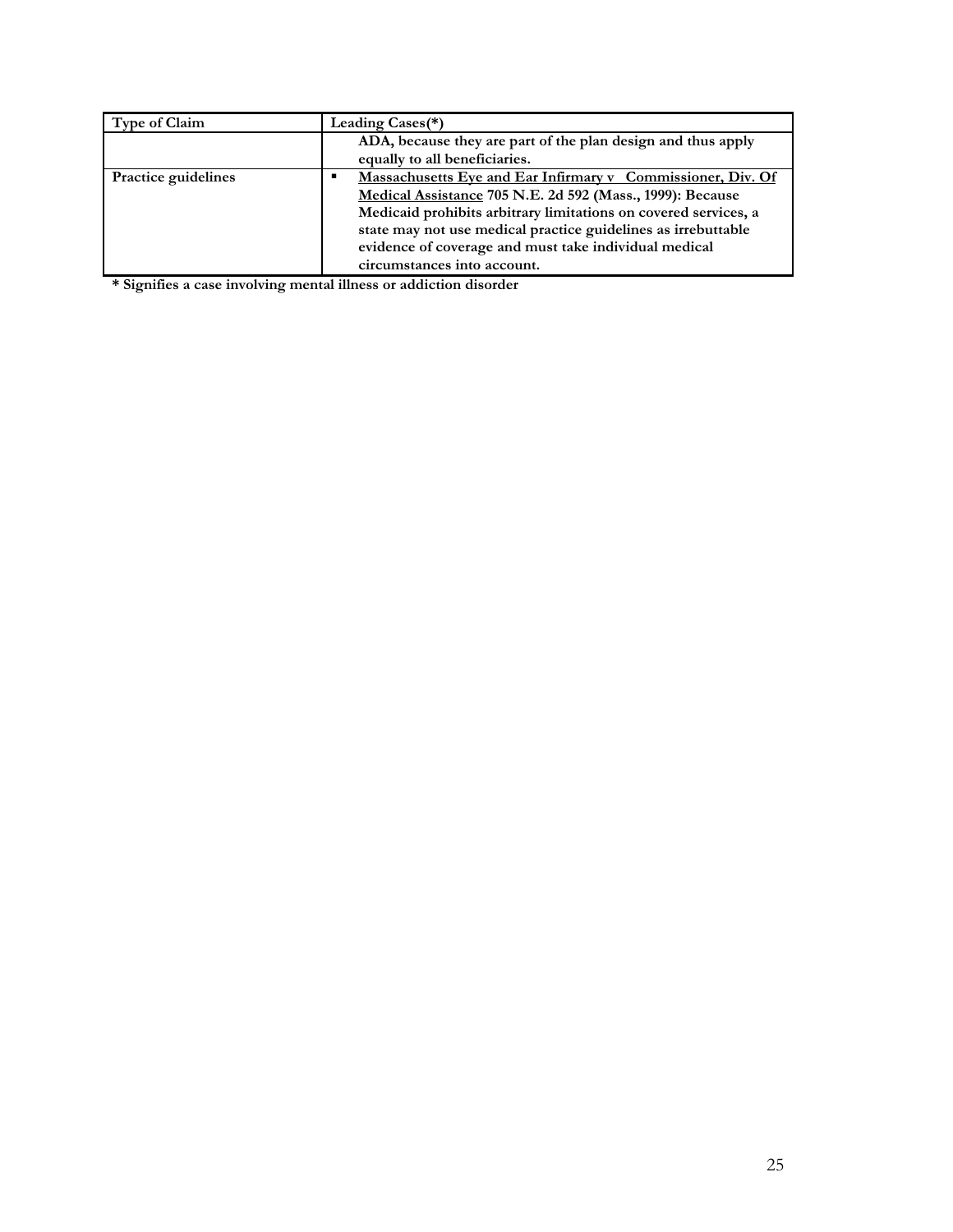| Type of Claim | Leading Cases(*) |
| --- | --- |
| | **ADA, because they are part of the plan design and thus apply equally to all beneficiaries.** |
| **Practice guidelines** | ▪ **<u>Massachusetts Eye and Ear Infirmary v Commissioner, Div. Of Medical Assistance</u> 705 N.E. 2d 592 (Mass., 1999): Because Medicaid prohibits arbitrary limitations on covered services, a state may not use medical practice guidelines as irrebuttable evidence of coverage and must take individual medical circumstances into account.** |

**\* Signifies a case involving mental illness or addiction disorder**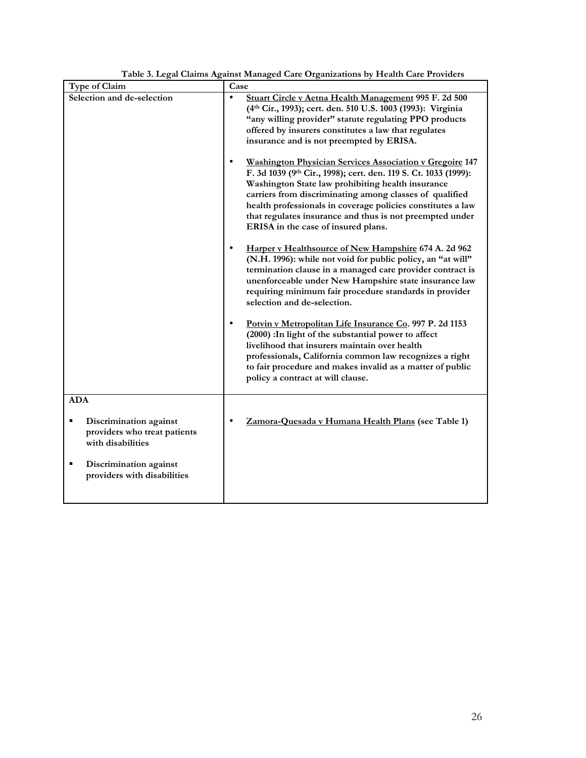**Table 3. Legal Claims Against Managed Care Organizations by Health Care Providers**

| Type of Claim | Case |
|---|---|
| **Selection and de-selection** | • **Stuart Circle v Aetna Health Management 995 F. 2d 500 (4th Cir., 1993); cert. den. 510 U.S. 1003 (1993): Virginia "any willing provider" statute regulating PPO products offered by insurers constitutes a law that regulates insurance and is not preempted by ERISA.**<br><br>• **Washington Physician Services Association v Gregoire 147 F. 3d 1039 (9th Cir., 1998); cert. den. 119 S. Ct. 1033 (1999): Washington State law prohibiting health insurance carriers from discriminating among classes of qualified health professionals in coverage policies constitutes a law that regulates insurance and thus is not preempted under ERISA in the case of insured plans.**<br><br>• **Harper v Healthsource of New Hampshire 674 A. 2d 962 (N.H. 1996): while not void for public policy, an "at will" termination clause in a managed care provider contract is unenforceable under New Hampshire state insurance law requiring minimum fair procedure standards in provider selection and de-selection.**<br><br>• **Potvin v Metropolitan Life Insurance Co. 997 P. 2d 1153 (2000) :In light of the substantial power to affect livelihood that insurers maintain over health professionals, California common law recognizes a right to fair procedure and makes invalid as a matter of public policy a contract at will clause.** |
| **ADA**<br><br>▪ **Discrimination against providers who treat patients with disabilities**<br><br>▪ **Discrimination against providers with disabilities** | • **Zamora-Quesada v Humana Health Plans (see Table 1)** |